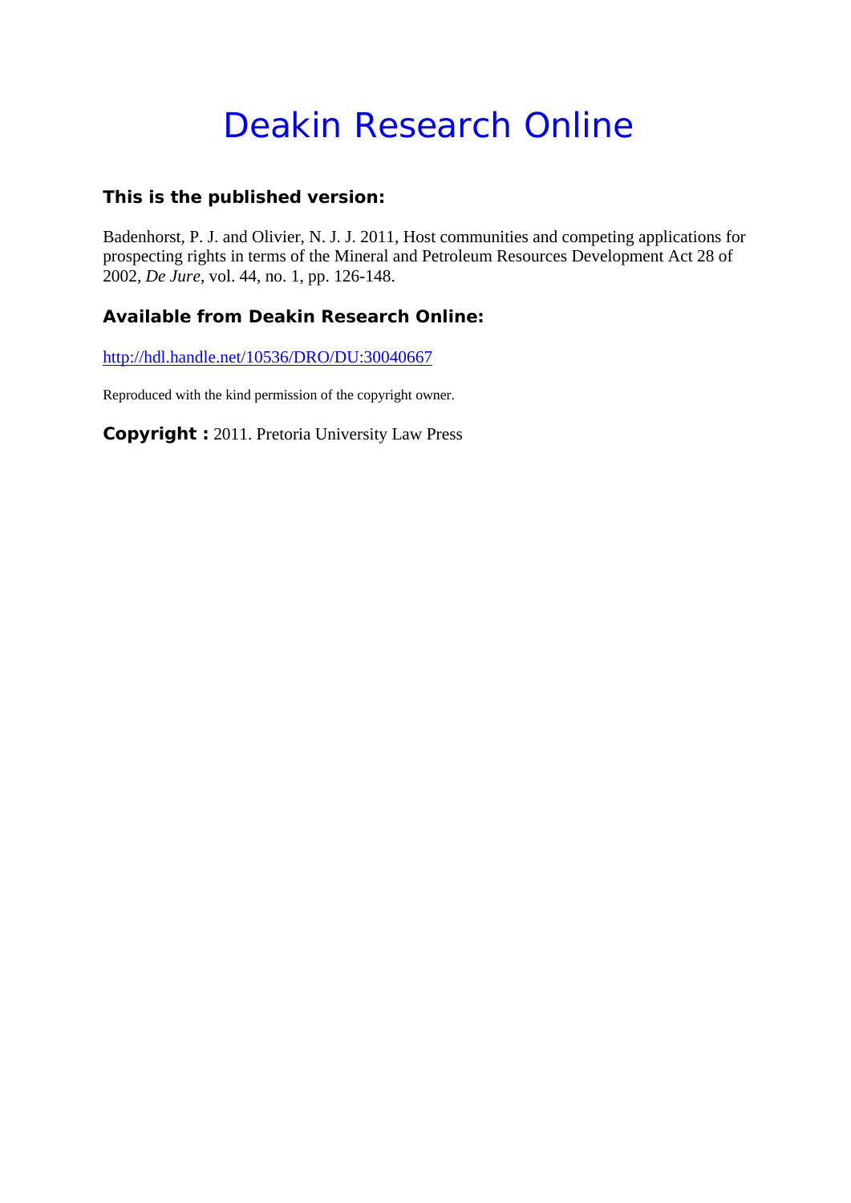# Deakin Research Online

### This is the published version:

Badenhorst, P. J. and Olivier, N. J. J. 2011, Host communities and competing applications for prospecting rights in terms of the Mineral and Petroleum Resources Development Act 28 of 2002, *De Jure*, vol. 44, no. 1, pp. 126-148.

### Available from Deakin Research Online:

http://hdl.handle.net/10536/DRO/DU:30040667

Reproduced with the kind permission of the copyright owner.

**Copyright :** 2011. Pretoria University Law Press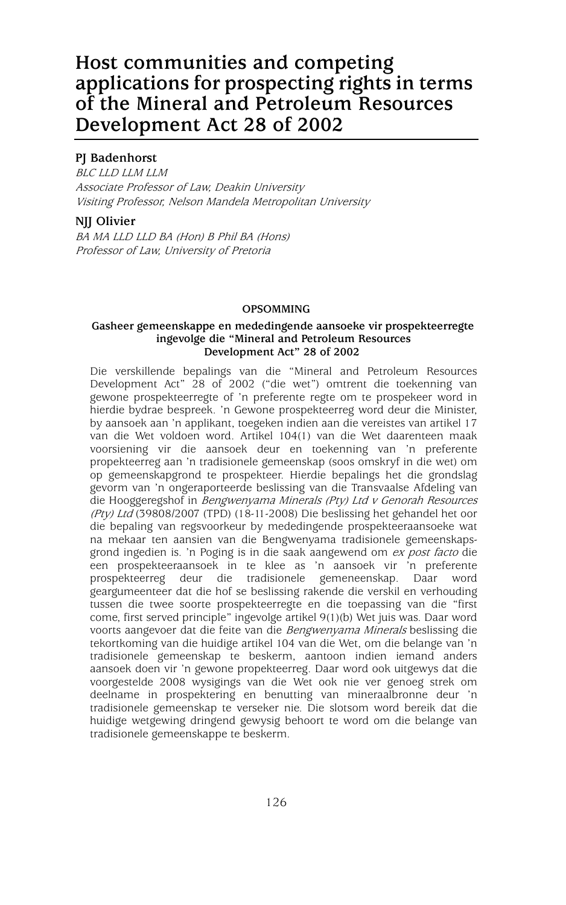# Host communities and competing applications for prospecting rights in terms of the Mineral and Petroleum Resources Development Act 28 of 2002

**PJ Badenhorst**
*BLC LLD LLM LLM*
*Associate Professor of Law, Deakin University*
*Visiting Professor, Nelson Mandela Metropolitan University*

**NJJ Olivier**
*BA MA LLD LLD BA (Hon) B Phil BA (Hons)*
*Professor of Law, University of Pretoria*

**OPSOMMING**

**Gasheer gemeenskappe en mededingende aansoeke vir prospekteerregte ingevolge die "Mineral and Petroleum Resources Development Act" 28 of 2002**

Die verskillende bepalings van die "Mineral and Petroleum Resources Development Act" 28 of 2002 ("die wet") omtrent die toekenning van gewone prospekteerregte of 'n preferente regte om te prospekeer word in hierdie bydrae bespreek. 'n Gewone prospekteerreg word deur die Minister, by aansoek aan 'n applikant, toegeken indien aan die vereistes van artikel 17 van die Wet voldoen word. Artikel 104(1) van die Wet daarenteen maak voorsiening vir die aansoek deur en toekenning van 'n preferente propekteerreg aan 'n tradisionele gemeenskap (soos omskryf in die wet) om op gemeenskapgrond te prospekteer. Hierdie bepalings het die grondslag gevorm van 'n ongeraporteerde beslissing van die Transvaalse Afdeling van die Hooggeregshof in *Bengwenyama Minerals (Pty) Ltd v Genorah Resources (Pty) Ltd* (39808/2007 (TPD) (18-11-2008) Die beslissing het gehandel het oor die bepaling van regsvoorkeur by mededingende prospekteeraansoeke wat na mekaar ten aansien van die Bengwenyama tradisionele gemeenskapsgrond ingedien is. 'n Poging is in die saak aangewend om *ex post facto* die een prospekteeraansoek in te klee as 'n aansoek vir 'n preferente prospekteerreg deur die tradisionele gemeneenskap. Daar word geargumeenteer dat die hof se beslissing rakende die verskil en verhouding tussen die twee soorte prospekteerregte en die toepassing van die "first come, first served principle" ingevolge artikel 9(1)(b) Wet juis was. Daar word voorts aangevoer dat die feite van die *Bengwenyama Minerals* beslissing die tekortkoming van die huidige artikel 104 van die Wet, om die belange van 'n tradisionele gemeenskap te beskerm, aantoon indien iemand anders aansoek doen vir 'n gewone propekteerreg. Daar word ook uitgewys dat die voorgestelde 2008 wysigings van die Wet ook nie ver genoeg strek om deelname in prospektering en benutting van mineraalbronne deur 'n tradisionele gemeenskap te verseker nie. Die slotsom word bereik dat die huidige wetgewing dringend gewysig behoort te word om die belange van tradisionele gemeenskappe te beskerm.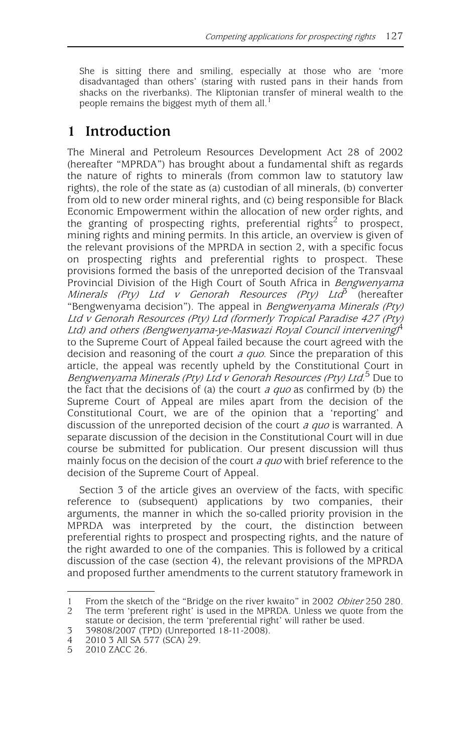She is sitting there and smiling, especially at those who are 'more disadvantaged than others' (staring with rusted pans in their hands from shacks on the riverbanks). The Kliptonian transfer of mineral wealth to the people remains the biggest myth of them all.[1]

## 1 Introduction

The Mineral and Petroleum Resources Development Act 28 of 2002 (hereafter "MPRDA") has brought about a fundamental shift as regards the nature of rights to minerals (from common law to statutory law rights), the role of the state as (a) custodian of all minerals, (b) converter from old to new order mineral rights, and (c) being responsible for Black Economic Empowerment within the allocation of new order rights, and the granting of prospecting rights, preferential rights[2] to prospect, mining rights and mining permits. In this article, an overview is given of the relevant provisions of the MPRDA in section 2, with a specific focus on prospecting rights and preferential rights to prospect. These provisions formed the basis of the unreported decision of the Transvaal Provincial Division of the High Court of South Africa in *Bengwenyama Minerals (Pty) Ltd v Genorah Resources (Pty) Ltd*[3] (hereafter "Bengwenyama decision"). The appeal in *Bengwenyama Minerals (Pty) Ltd v Genorah Resources (Pty) Ltd (formerly Tropical Paradise 427 (Pty) Ltd) and others (Bengwenyama-ye-Maswazi Royal Council intervening)*[4] to the Supreme Court of Appeal failed because the court agreed with the decision and reasoning of the court *a quo*. Since the preparation of this article, the appeal was recently upheld by the Constitutional Court in *Bengwenyama Minerals (Pty) Ltd v Genorah Resources (Pty) Ltd*.[5] Due to the fact that the decisions of (a) the court *a quo* as confirmed by (b) the Supreme Court of Appeal are miles apart from the decision of the Constitutional Court, we are of the opinion that a 'reporting' and discussion of the unreported decision of the court *a quo* is warranted. A separate discussion of the decision in the Constitutional Court will in due course be submitted for publication. Our present discussion will thus mainly focus on the decision of the court *a quo* with brief reference to the decision of the Supreme Court of Appeal.

Section 3 of the article gives an overview of the facts, with specific reference to (subsequent) applications by two companies, their arguments, the manner in which the so-called priority provision in the MPRDA was interpreted by the court, the distinction between preferential rights to prospect and prospecting rights, and the nature of the right awarded to one of the companies. This is followed by a critical discussion of the case (section 4), the relevant provisions of the MPRDA and proposed further amendments to the current statutory framework in

---

1 From the sketch of the "Bridge on the river kwaito" in 2002 *Obiter* 250 280.

2 The term 'preferent right' is used in the MPRDA. Unless we quote from the statute or decision, the term 'preferential right' will rather be used.

3 39808/2007 (TPD) (Unreported 18-11-2008).

4 2010 3 All SA 577 (SCA) 29.

5 2010 ZACC 26.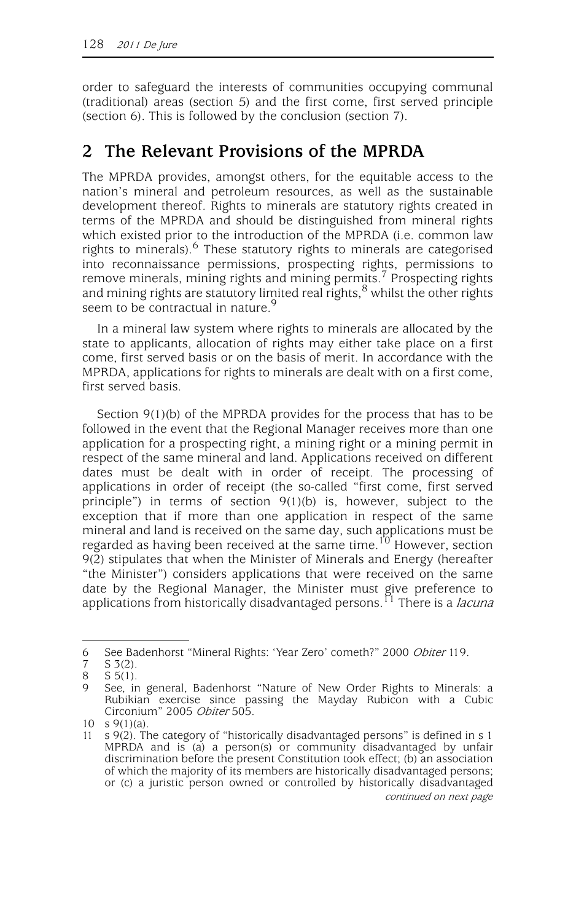order to safeguard the interests of communities occupying communal (traditional) areas (section 5) and the first come, first served principle (section 6). This is followed by the conclusion (section 7).

## 2 The Relevant Provisions of the MPRDA

The MPRDA provides, amongst others, for the equitable access to the nation's mineral and petroleum resources, as well as the sustainable development thereof. Rights to minerals are statutory rights created in terms of the MPRDA and should be distinguished from mineral rights which existed prior to the introduction of the MPRDA (i.e. common law rights to minerals).[6] These statutory rights to minerals are categorised into reconnaissance permissions, prospecting rights, permissions to remove minerals, mining rights and mining permits.[7] Prospecting rights and mining rights are statutory limited real rights,[8] whilst the other rights seem to be contractual in nature.[9]

In a mineral law system where rights to minerals are allocated by the state to applicants, allocation of rights may either take place on a first come, first served basis or on the basis of merit. In accordance with the MPRDA, applications for rights to minerals are dealt with on a first come, first served basis.

Section 9(1)(b) of the MPRDA provides for the process that has to be followed in the event that the Regional Manager receives more than one application for a prospecting right, a mining right or a mining permit in respect of the same mineral and land. Applications received on different dates must be dealt with in order of receipt. The processing of applications in order of receipt (the so-called "first come, first served principle") in terms of section 9(1)(b) is, however, subject to the exception that if more than one application in respect of the same mineral and land is received on the same day, such applications must be regarded as having been received at the same time.[10] However, section 9(2) stipulates that when the Minister of Minerals and Energy (hereafter "the Minister") considers applications that were received on the same date by the Regional Manager, the Minister must give preference to applications from historically disadvantaged persons.[11] There is a *lacuna*

---

6 See Badenhorst "Mineral Rights: 'Year Zero' cometh?" 2000 *Obiter* 119.

7 S 3(2).

8 S 5(1).

9 See, in general, Badenhorst "Nature of New Order Rights to Minerals: a Rubikian exercise since passing the Mayday Rubicon with a Cubic Circonium" 2005 *Obiter* 505.

10 s 9(1)(a).

11 s 9(2). The category of "historically disadvantaged persons" is defined in s 1 MPRDA and is (a) a person(s) or community disadvantaged by unfair discrimination before the present Constitution took effect; (b) an association of which the majority of its members are historically disadvantaged persons; or (c) a juristic person owned or controlled by historically disadvantaged *continued on next page*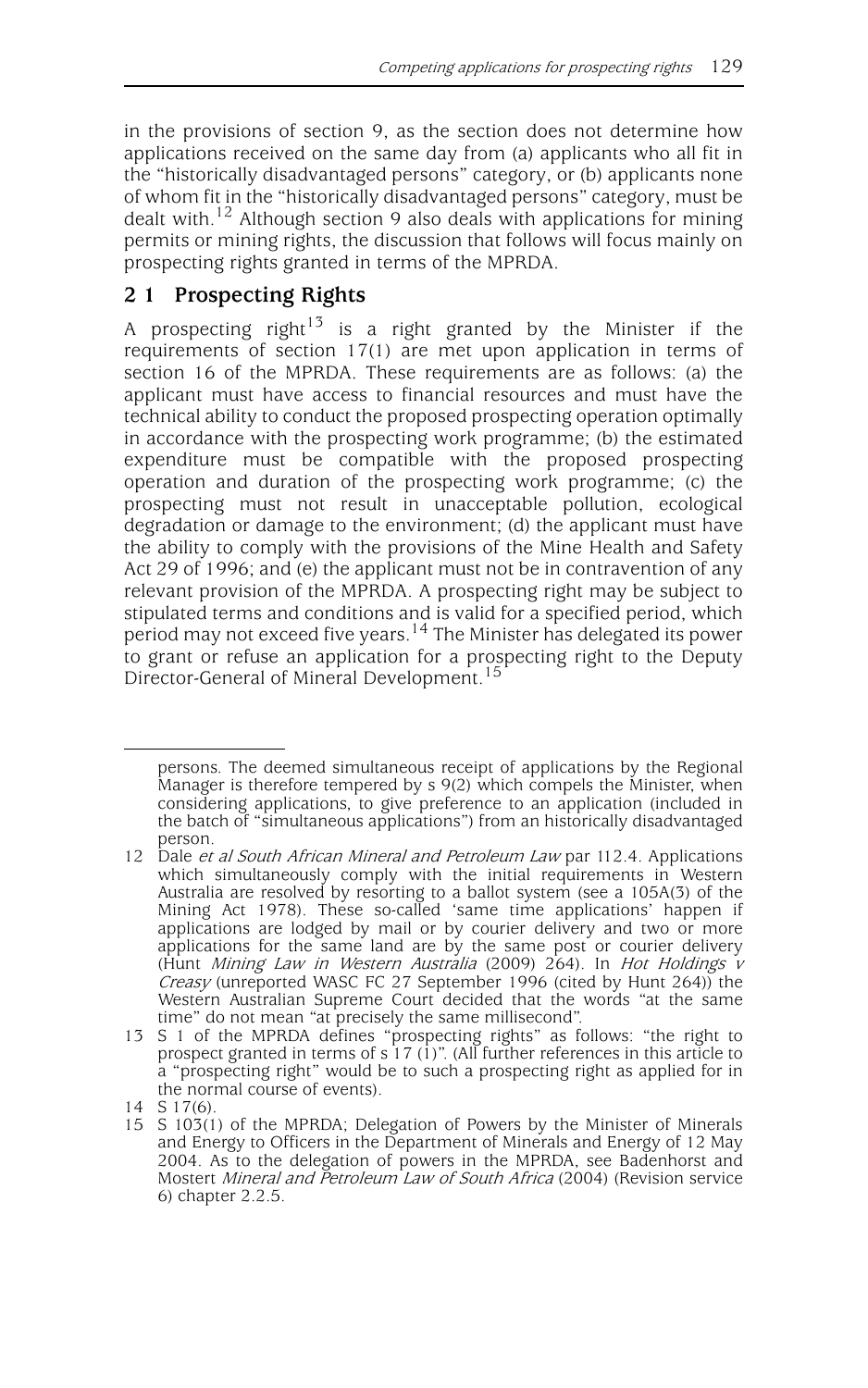in the provisions of section 9, as the section does not determine how applications received on the same day from (a) applicants who all fit in the "historically disadvantaged persons" category, or (b) applicants none of whom fit in the "historically disadvantaged persons" category, must be dealt with.[12] Although section 9 also deals with applications for mining permits or mining rights, the discussion that follows will focus mainly on prospecting rights granted in terms of the MPRDA.

## 2 1 Prospecting Rights

A prospecting right[13] is a right granted by the Minister if the requirements of section 17(1) are met upon application in terms of section 16 of the MPRDA. These requirements are as follows: (a) the applicant must have access to financial resources and must have the technical ability to conduct the proposed prospecting operation optimally in accordance with the prospecting work programme; (b) the estimated expenditure must be compatible with the proposed prospecting operation and duration of the prospecting work programme; (c) the prospecting must not result in unacceptable pollution, ecological degradation or damage to the environment; (d) the applicant must have the ability to comply with the provisions of the Mine Health and Safety Act 29 of 1996; and (e) the applicant must not be in contravention of any relevant provision of the MPRDA. A prospecting right may be subject to stipulated terms and conditions and is valid for a specified period, which period may not exceed five years.[14] The Minister has delegated its power to grant or refuse an application for a prospecting right to the Deputy Director-General of Mineral Development.[15]

---

persons. The deemed simultaneous receipt of applications by the Regional Manager is therefore tempered by s 9(2) which compels the Minister, when considering applications, to give preference to an application (included in the batch of "simultaneous applications") from an historically disadvantaged person.

12 Dale *et al South African Mineral and Petroleum Law* par 112.4. Applications which simultaneously comply with the initial requirements in Western Australia are resolved by resorting to a ballot system (see a 105A(3) of the Mining Act 1978). These so-called 'same time applications' happen if applications are lodged by mail or by courier delivery and two or more applications for the same land are by the same post or courier delivery (Hunt *Mining Law in Western Australia* (2009) 264). In *Hot Holdings v Creasy* (unreported WASC FC 27 September 1996 (cited by Hunt 264)) the Western Australian Supreme Court decided that the words "at the same time" do not mean "at precisely the same millisecond".

13 S 1 of the MPRDA defines "prospecting rights" as follows: "the right to prospect granted in terms of s 17 (1)". (All further references in this article to a "prospecting right" would be to such a prospecting right as applied for in the normal course of events).

14 S 17(6).

15 S 103(1) of the MPRDA; Delegation of Powers by the Minister of Minerals and Energy to Officers in the Department of Minerals and Energy of 12 May 2004. As to the delegation of powers in the MPRDA, see Badenhorst and Mostert *Mineral and Petroleum Law of South Africa* (2004) (Revision service 6) chapter 2.2.5.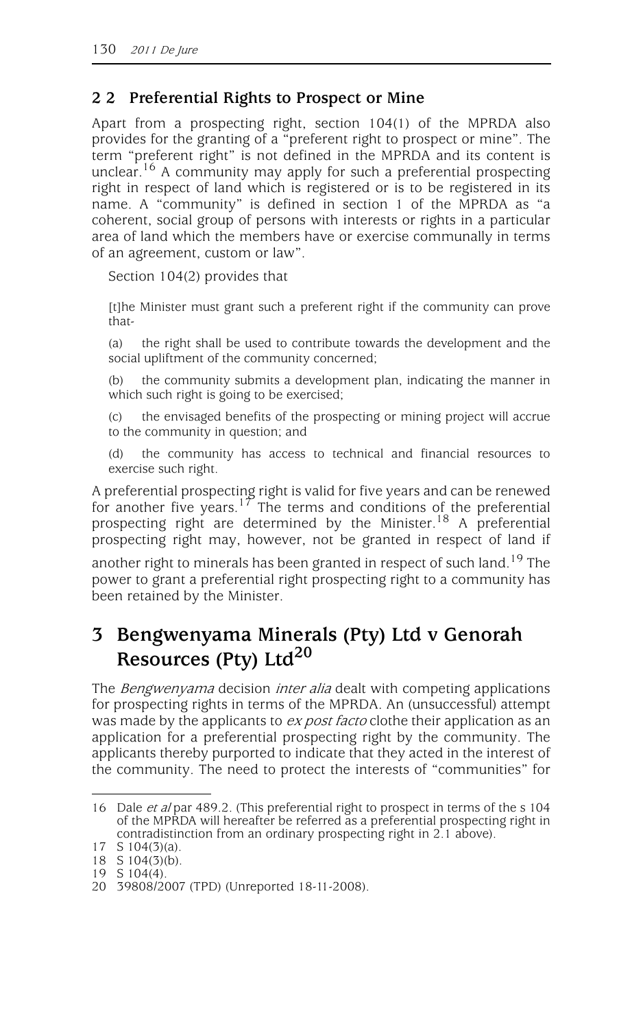## 2 2 Preferential Rights to Prospect or Mine

Apart from a prospecting right, section 104(1) of the MPRDA also provides for the granting of a "preferent right to prospect or mine". The term "preferent right" is not defined in the MPRDA and its content is unclear.[16] A community may apply for such a preferential prospecting right in respect of land which is registered or is to be registered in its name. A "community" is defined in section 1 of the MPRDA as "a coherent, social group of persons with interests or rights in a particular area of land which the members have or exercise communally in terms of an agreement, custom or law".

Section 104(2) provides that

> [t]he Minister must grant such a preferent right if the community can prove that-
>
> (a) the right shall be used to contribute towards the development and the social upliftment of the community concerned;
>
> (b) the community submits a development plan, indicating the manner in which such right is going to be exercised;
>
> (c) the envisaged benefits of the prospecting or mining project will accrue to the community in question; and
>
> (d) the community has access to technical and financial resources to exercise such right.

A preferential prospecting right is valid for five years and can be renewed for another five years.[17] The terms and conditions of the preferential prospecting right are determined by the Minister.[18] A preferential prospecting right may, however, not be granted in respect of land if another right to minerals has been granted in respect of such land.[19] The power to grant a preferential right prospecting right to a community has been retained by the Minister.

# 3 Bengwenyama Minerals (Pty) Ltd v Genorah Resources (Pty) Ltd[20]

The *Bengwenyama* decision *inter alia* dealt with competing applications for prospecting rights in terms of the MPRDA. An (unsuccessful) attempt was made by the applicants to *ex post facto* clothe their application as an application for a preferential prospecting right by the community. The applicants thereby purported to indicate that they acted in the interest of the community. The need to protect the interests of "communities" for

---

16 Dale *et al* par 489.2. (This preferential right to prospect in terms of the s 104 of the MPRDA will hereafter be referred as a preferential prospecting right in contradistinction from an ordinary prospecting right in 2.1 above).

17 S 104(3)(a).

18 S 104(3)(b).

19 S 104(4).

20 39808/2007 (TPD) (Unreported 18-11-2008).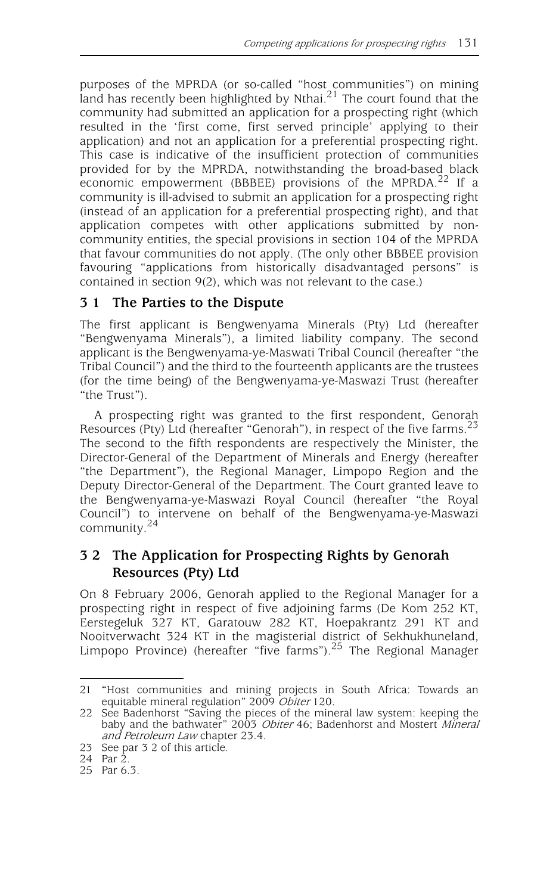purposes of the MPRDA (or so-called "host communities") on mining land has recently been highlighted by Nthai.[21] The court found that the community had submitted an application for a prospecting right (which resulted in the 'first come, first served principle' applying to their application) and not an application for a preferential prospecting right. This case is indicative of the insufficient protection of communities provided for by the MPRDA, notwithstanding the broad-based black economic empowerment (BBBEE) provisions of the MPRDA.[22] If a community is ill-advised to submit an application for a prospecting right (instead of an application for a preferential prospecting right), and that application competes with other applications submitted by non-community entities, the special provisions in section 104 of the MPRDA that favour communities do not apply. (The only other BBBEE provision favouring "applications from historically disadvantaged persons" is contained in section 9(2), which was not relevant to the case.)

## 3 1 The Parties to the Dispute

The first applicant is Bengwenyama Minerals (Pty) Ltd (hereafter "Bengwenyama Minerals"), a limited liability company. The second applicant is the Bengwenyama-ye-Maswati Tribal Council (hereafter "the Tribal Council") and the third to the fourteenth applicants are the trustees (for the time being) of the Bengwenyama-ye-Maswazi Trust (hereafter "the Trust").

A prospecting right was granted to the first respondent, Genorah Resources (Pty) Ltd (hereafter "Genorah"), in respect of the five farms.[23] The second to the fifth respondents are respectively the Minister, the Director-General of the Department of Minerals and Energy (hereafter "the Department"), the Regional Manager, Limpopo Region and the Deputy Director-General of the Department. The Court granted leave to the Bengwenyama-ye-Maswazi Royal Council (hereafter "the Royal Council") to intervene on behalf of the Bengwenyama-ye-Maswazi community.[24]

## 3 2 The Application for Prospecting Rights by Genorah Resources (Pty) Ltd

On 8 February 2006, Genorah applied to the Regional Manager for a prospecting right in respect of five adjoining farms (De Kom 252 KT, Eerstegeluk 327 KT, Garatouw 282 KT, Hoepakrantz 291 KT and Nooitverwacht 324 KT in the magisterial district of Sekhukhuneland, Limpopo Province) (hereafter "five farms").[25] The Regional Manager

---

21 "Host communities and mining projects in South Africa: Towards an equitable mineral regulation" 2009 *Obiter* 120.

22 See Badenhorst "Saving the pieces of the mineral law system: keeping the baby and the bathwater" 2003 *Obiter* 46; Badenhorst and Mostert *Mineral and Petroleum Law* chapter 23.4.

23 See par 3 2 of this article.

24 Par 2.

25 Par 6.3.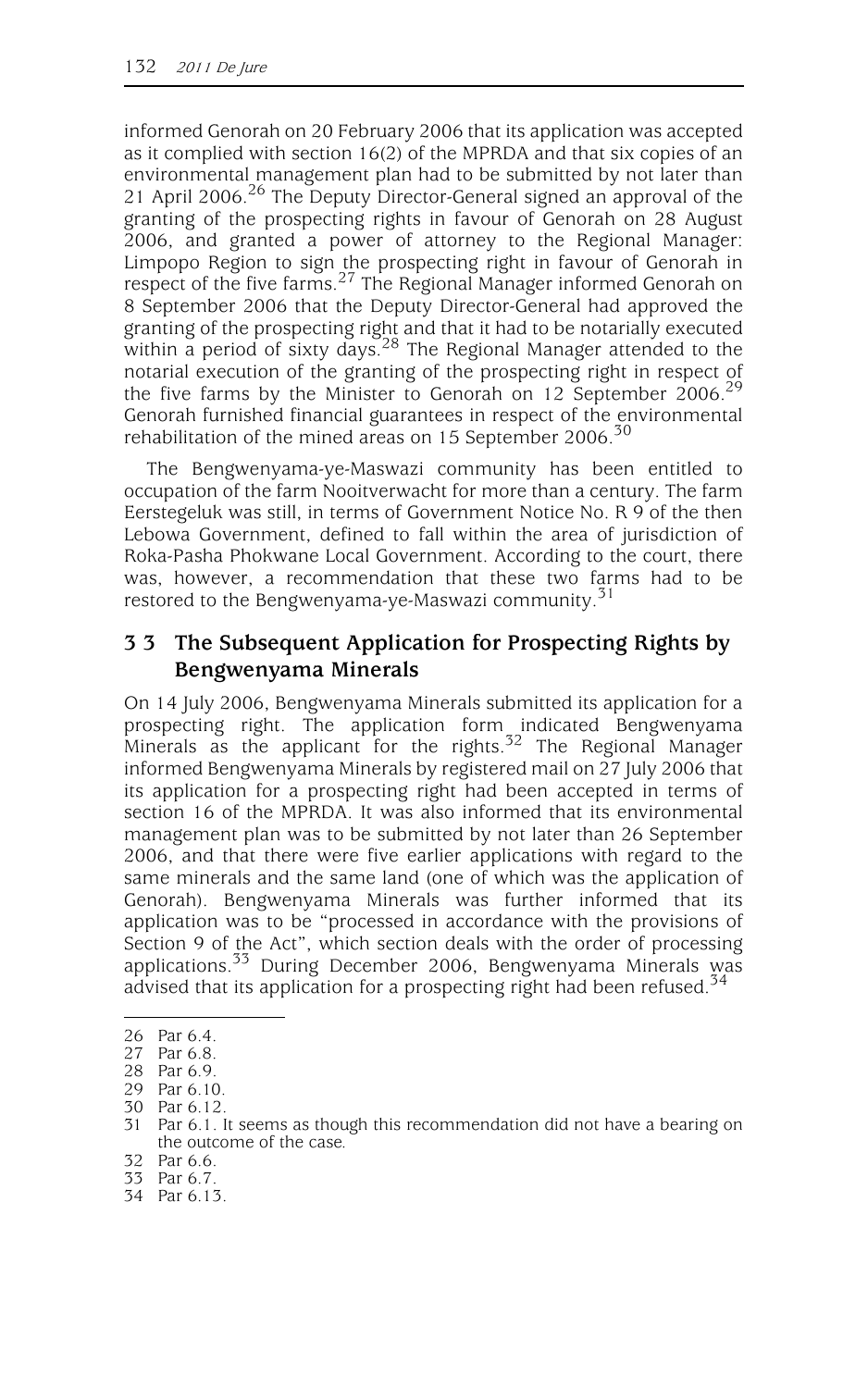informed Genorah on 20 February 2006 that its application was accepted as it complied with section 16(2) of the MPRDA and that six copies of an environmental management plan had to be submitted by not later than 21 April 2006.[26] The Deputy Director-General signed an approval of the granting of the prospecting rights in favour of Genorah on 28 August 2006, and granted a power of attorney to the Regional Manager: Limpopo Region to sign the prospecting right in favour of Genorah in respect of the five farms.[27] The Regional Manager informed Genorah on 8 September 2006 that the Deputy Director-General had approved the granting of the prospecting right and that it had to be notarially executed within a period of sixty days.[28] The Regional Manager attended to the notarial execution of the granting of the prospecting right in respect of the five farms by the Minister to Genorah on 12 September 2006.[29] Genorah furnished financial guarantees in respect of the environmental rehabilitation of the mined areas on 15 September 2006.[30]

The Bengwenyama-ye-Maswazi community has been entitled to occupation of the farm Nooitverwacht for more than a century. The farm Eerstegeluk was still, in terms of Government Notice No. R 9 of the then Lebowa Government, defined to fall within the area of jurisdiction of Roka-Pasha Phokwane Local Government. According to the court, there was, however, a recommendation that these two farms had to be restored to the Bengwenyama-ye-Maswazi community.[31]

## 3 3 The Subsequent Application for Prospecting Rights by Bengwenyama Minerals

On 14 July 2006, Bengwenyama Minerals submitted its application for a prospecting right. The application form indicated Bengwenyama Minerals as the applicant for the rights.[32] The Regional Manager informed Bengwenyama Minerals by registered mail on 27 July 2006 that its application for a prospecting right had been accepted in terms of section 16 of the MPRDA. It was also informed that its environmental management plan was to be submitted by not later than 26 September 2006, and that there were five earlier applications with regard to the same minerals and the same land (one of which was the application of Genorah). Bengwenyama Minerals was further informed that its application was to be "processed in accordance with the provisions of Section 9 of the Act", which section deals with the order of processing applications.[33] During December 2006, Bengwenyama Minerals was advised that its application for a prospecting right had been refused.[34]

---

26 Par 6.4.
27 Par 6.8.
28 Par 6.9.
29 Par 6.10.
30 Par 6.12.
31 Par 6.1. It seems as though this recommendation did not have a bearing on the outcome of the case.
32 Par 6.6.
33 Par 6.7.
34 Par 6.13.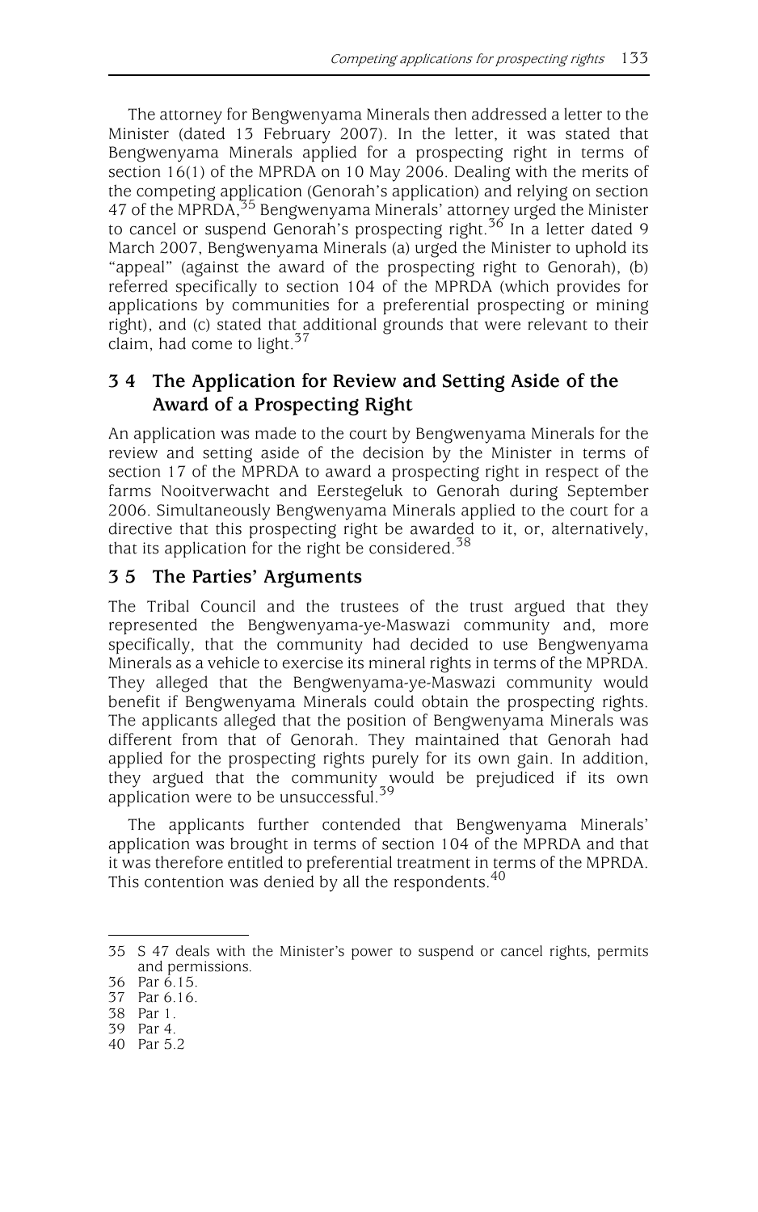The attorney for Bengwenyama Minerals then addressed a letter to the Minister (dated 13 February 2007). In the letter, it was stated that Bengwenyama Minerals applied for a prospecting right in terms of section 16(1) of the MPRDA on 10 May 2006. Dealing with the merits of the competing application (Genorah's application) and relying on section 47 of the MPRDA,[35] Bengwenyama Minerals' attorney urged the Minister to cancel or suspend Genorah's prospecting right.[36] In a letter dated 9 March 2007, Bengwenyama Minerals (a) urged the Minister to uphold its "appeal" (against the award of the prospecting right to Genorah), (b) referred specifically to section 104 of the MPRDA (which provides for applications by communities for a preferential prospecting or mining right), and (c) stated that additional grounds that were relevant to their claim, had come to light.[37]

## 3 4 The Application for Review and Setting Aside of the Award of a Prospecting Right

An application was made to the court by Bengwenyama Minerals for the review and setting aside of the decision by the Minister in terms of section 17 of the MPRDA to award a prospecting right in respect of the farms Nooitverwacht and Eerstegeluk to Genorah during September 2006. Simultaneously Bengwenyama Minerals applied to the court for a directive that this prospecting right be awarded to it, or, alternatively, that its application for the right be considered.[38]

## 3 5 The Parties' Arguments

The Tribal Council and the trustees of the trust argued that they represented the Bengwenyama-ye-Maswazi community and, more specifically, that the community had decided to use Bengwenyama Minerals as a vehicle to exercise its mineral rights in terms of the MPRDA. They alleged that the Bengwenyama-ye-Maswazi community would benefit if Bengwenyama Minerals could obtain the prospecting rights. The applicants alleged that the position of Bengwenyama Minerals was different from that of Genorah. They maintained that Genorah had applied for the prospecting rights purely for its own gain. In addition, they argued that the community would be prejudiced if its own application were to be unsuccessful.[39]

The applicants further contended that Bengwenyama Minerals' application was brought in terms of section 104 of the MPRDA and that it was therefore entitled to preferential treatment in terms of the MPRDA. This contention was denied by all the respondents.[40]

---

35 S 47 deals with the Minister's power to suspend or cancel rights, permits and permissions.

36 Par 6.15.

37 Par 6.16.

38 Par 1.

39 Par 4.

40 Par 5.2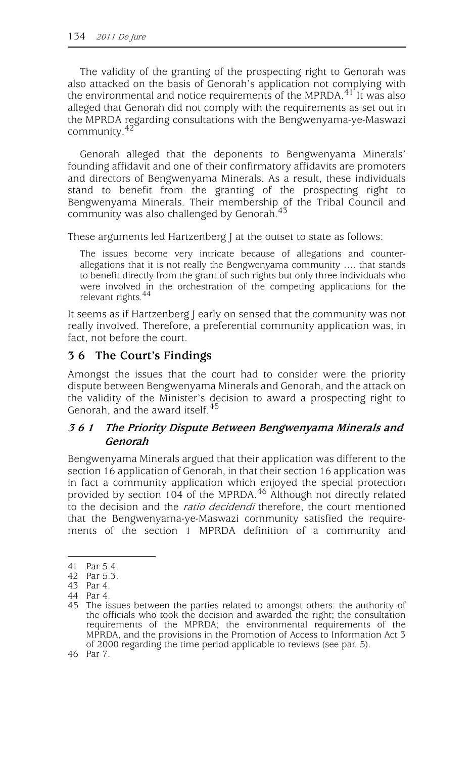The validity of the granting of the prospecting right to Genorah was also attacked on the basis of Genorah's application not complying with the environmental and notice requirements of the MPRDA.[41] It was also alleged that Genorah did not comply with the requirements as set out in the MPRDA regarding consultations with the Bengwenyama-ye-Maswazi community.[42]

Genorah alleged that the deponents to Bengwenyama Minerals' founding affidavit and one of their confirmatory affidavits are promoters and directors of Bengwenyama Minerals. As a result, these individuals stand to benefit from the granting of the prospecting right to Bengwenyama Minerals. Their membership of the Tribal Council and community was also challenged by Genorah.[43]

These arguments led Hartzenberg J at the outset to state as follows:

> The issues become very intricate because of allegations and counter-allegations that it is not really the Bengwenyama community …. that stands to benefit directly from the grant of such rights but only three individuals who were involved in the orchestration of the competing applications for the relevant rights.[44]

It seems as if Hartzenberg J early on sensed that the community was not really involved. Therefore, a preferential community application was, in fact, not before the court.

## 3 6 The Court's Findings

Amongst the issues that the court had to consider were the priority dispute between Bengwenyama Minerals and Genorah, and the attack on the validity of the Minister's decision to award a prospecting right to Genorah, and the award itself.[45]

### *3 6 1 The Priority Dispute Between Bengwenyama Minerals and Genorah*

Bengwenyama Minerals argued that their application was different to the section 16 application of Genorah, in that their section 16 application was in fact a community application which enjoyed the special protection provided by section 104 of the MPRDA.[46] Although not directly related to the decision and the *ratio decidendi* therefore, the court mentioned that the Bengwenyama-ye-Maswazi community satisfied the requirements of the section 1 MPRDA definition of a community and

---

41 Par 5.4.

42 Par 5.3.

43 Par 4.

44 Par 4.

45 The issues between the parties related to amongst others: the authority of the officials who took the decision and awarded the right; the consultation requirements of the MPRDA; the environmental requirements of the MPRDA, and the provisions in the Promotion of Access to Information Act 3 of 2000 regarding the time period applicable to reviews (see par. 5).

46 Par 7.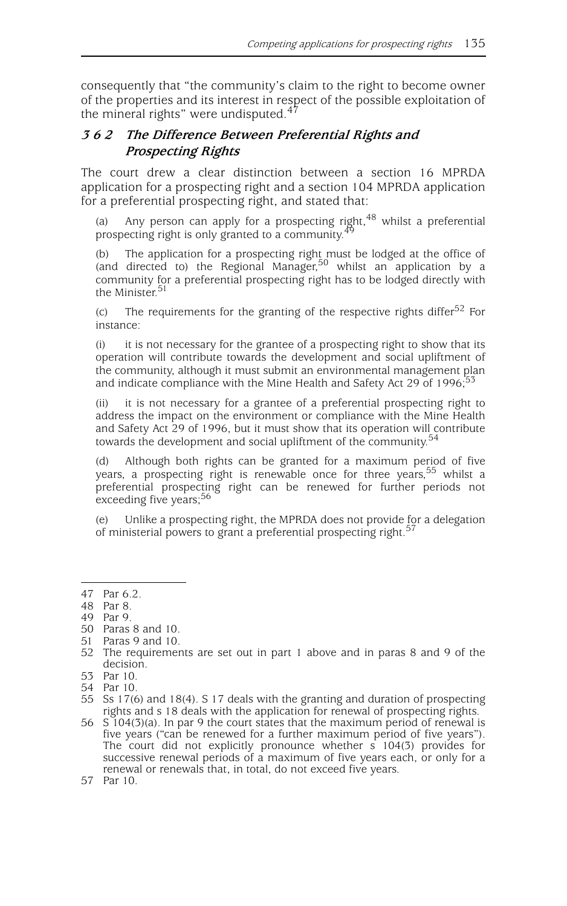consequently that "the community's claim to the right to become owner of the properties and its interest in respect of the possible exploitation of the mineral rights" were undisputed.[47]

### *3 6 2 The Difference Between Preferential Rights and Prospecting Rights*

The court drew a clear distinction between a section 16 MPRDA application for a prospecting right and a section 104 MPRDA application for a preferential prospecting right, and stated that:

(a) Any person can apply for a prospecting right,[48] whilst a preferential prospecting right is only granted to a community.[49]

(b) The application for a prospecting right must be lodged at the office of (and directed to) the Regional Manager,[50] whilst an application by a community for a preferential prospecting right has to be lodged directly with the Minister.[51]

(c) The requirements for the granting of the respective rights differ[52] For instance:

(i) it is not necessary for the grantee of a prospecting right to show that its operation will contribute towards the development and social upliftment of the community, although it must submit an environmental management plan and indicate compliance with the Mine Health and Safety Act 29 of 1996;[53]

(ii) it is not necessary for a grantee of a preferential prospecting right to address the impact on the environment or compliance with the Mine Health and Safety Act 29 of 1996, but it must show that its operation will contribute towards the development and social upliftment of the community.[54]

(d) Although both rights can be granted for a maximum period of five years, a prospecting right is renewable once for three years,[55] whilst a preferential prospecting right can be renewed for further periods not exceeding five years;[56]

(e) Unlike a prospecting right, the MPRDA does not provide for a delegation of ministerial powers to grant a preferential prospecting right.[57]

---

47 Par 6.2.

48 Par 8.

49 Par 9.

50 Paras 8 and 10.

51 Paras 9 and 10.

52 The requirements are set out in part 1 above and in paras 8 and 9 of the decision.

53 Par 10.

54 Par 10.

55 Ss 17(6) and 18(4). S 17 deals with the granting and duration of prospecting rights and s 18 deals with the application for renewal of prospecting rights.

56 S 104(3)(a). In par 9 the court states that the maximum period of renewal is five years ("can be renewed for a further maximum period of five years"). The court did not explicitly pronounce whether s 104(3) provides for successive renewal periods of a maximum of five years each, or only for a renewal or renewals that, in total, do not exceed five years.

57 Par 10.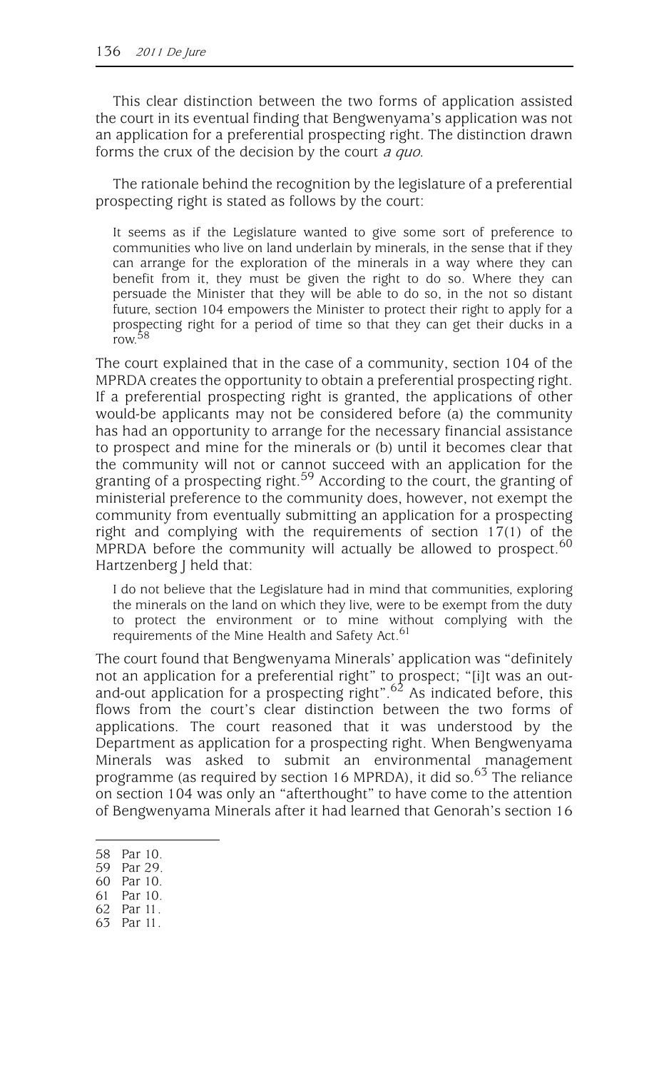This clear distinction between the two forms of application assisted the court in its eventual finding that Bengwenyama's application was not an application for a preferential prospecting right. The distinction drawn forms the crux of the decision by the court *a quo*.

The rationale behind the recognition by the legislature of a preferential prospecting right is stated as follows by the court:

> It seems as if the Legislature wanted to give some sort of preference to communities who live on land underlain by minerals, in the sense that if they can arrange for the exploration of the minerals in a way where they can benefit from it, they must be given the right to do so. Where they can persuade the Minister that they will be able to do so, in the not so distant future, section 104 empowers the Minister to protect their right to apply for a prospecting right for a period of time so that they can get their ducks in a row.[58]

The court explained that in the case of a community, section 104 of the MPRDA creates the opportunity to obtain a preferential prospecting right. If a preferential prospecting right is granted, the applications of other would-be applicants may not be considered before (a) the community has had an opportunity to arrange for the necessary financial assistance to prospect and mine for the minerals or (b) until it becomes clear that the community will not or cannot succeed with an application for the granting of a prospecting right.[59] According to the court, the granting of ministerial preference to the community does, however, not exempt the community from eventually submitting an application for a prospecting right and complying with the requirements of section 17(1) of the MPRDA before the community will actually be allowed to prospect.[60] Hartzenberg J held that:

> I do not believe that the Legislature had in mind that communities, exploring the minerals on the land on which they live, were to be exempt from the duty to protect the environment or to mine without complying with the requirements of the Mine Health and Safety Act.[61]

The court found that Bengwenyama Minerals' application was "definitely not an application for a preferential right" to prospect; "[i]t was an out-and-out application for a prospecting right".[62] As indicated before, this flows from the court's clear distinction between the two forms of applications. The court reasoned that it was understood by the Department as application for a prospecting right. When Bengwenyama Minerals was asked to submit an environmental management programme (as required by section 16 MPRDA), it did so.[63] The reliance on section 104 was only an "afterthought" to have come to the attention of Bengwenyama Minerals after it had learned that Genorah's section 16

---

58 Par 10.
59 Par 29.
60 Par 10.
61 Par 10.
62 Par 11.
63 Par 11.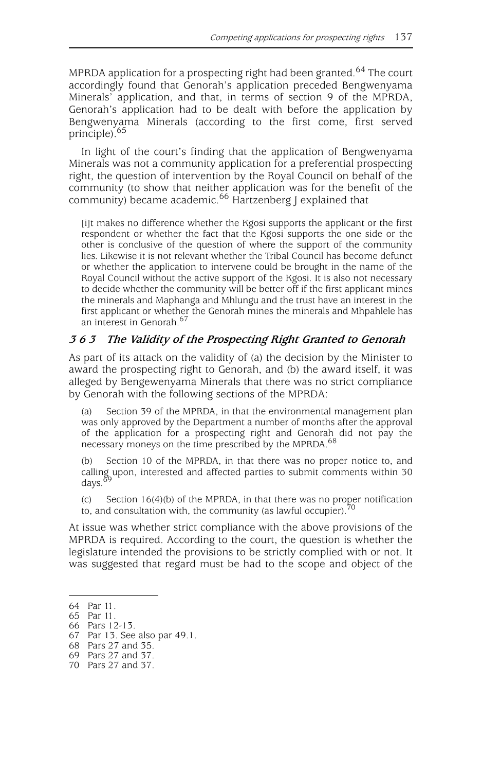MPRDA application for a prospecting right had been granted.[64] The court accordingly found that Genorah's application preceded Bengwenyama Minerals' application, and that, in terms of section 9 of the MPRDA, Genorah's application had to be dealt with before the application by Bengwenyama Minerals (according to the first come, first served principle).[65]

In light of the court's finding that the application of Bengwenyama Minerals was not a community application for a preferential prospecting right, the question of intervention by the Royal Council on behalf of the community (to show that neither application was for the benefit of the community) became academic.[66] Hartzenberg J explained that

> [i]t makes no difference whether the Kgosi supports the applicant or the first respondent or whether the fact that the Kgosi supports the one side or the other is conclusive of the question of where the support of the community lies. Likewise it is not relevant whether the Tribal Council has become defunct or whether the application to intervene could be brought in the name of the Royal Council without the active support of the Kgosi. It is also not necessary to decide whether the community will be better off if the first applicant mines the minerals and Maphanga and Mhlungu and the trust have an interest in the first applicant or whether the Genorah mines the minerals and Mhpahlele has an interest in Genorah.[67]

### *3 6 3 The Validity of the Prospecting Right Granted to Genorah*

As part of its attack on the validity of (a) the decision by the Minister to award the prospecting right to Genorah, and (b) the award itself, it was alleged by Bengewenyama Minerals that there was no strict compliance by Genorah with the following sections of the MPRDA:

> (a) Section 39 of the MPRDA, in that the environmental management plan was only approved by the Department a number of months after the approval of the application for a prospecting right and Genorah did not pay the necessary moneys on the time prescribed by the MPRDA.[68]
>
> (b) Section 10 of the MPRDA, in that there was no proper notice to, and calling upon, interested and affected parties to submit comments within 30 days.[69]
>
> (c) Section 16(4)(b) of the MPRDA, in that there was no proper notification to, and consultation with, the community (as lawful occupier).[70]

At issue was whether strict compliance with the above provisions of the MPRDA is required. According to the court, the question is whether the legislature intended the provisions to be strictly complied with or not. It was suggested that regard must be had to the scope and object of the

---

64 Par 11.
65 Par 11.
66 Pars 12-13.
67 Par 13. See also par 49.1.
68 Pars 27 and 35.
69 Pars 27 and 37.
70 Pars 27 and 37.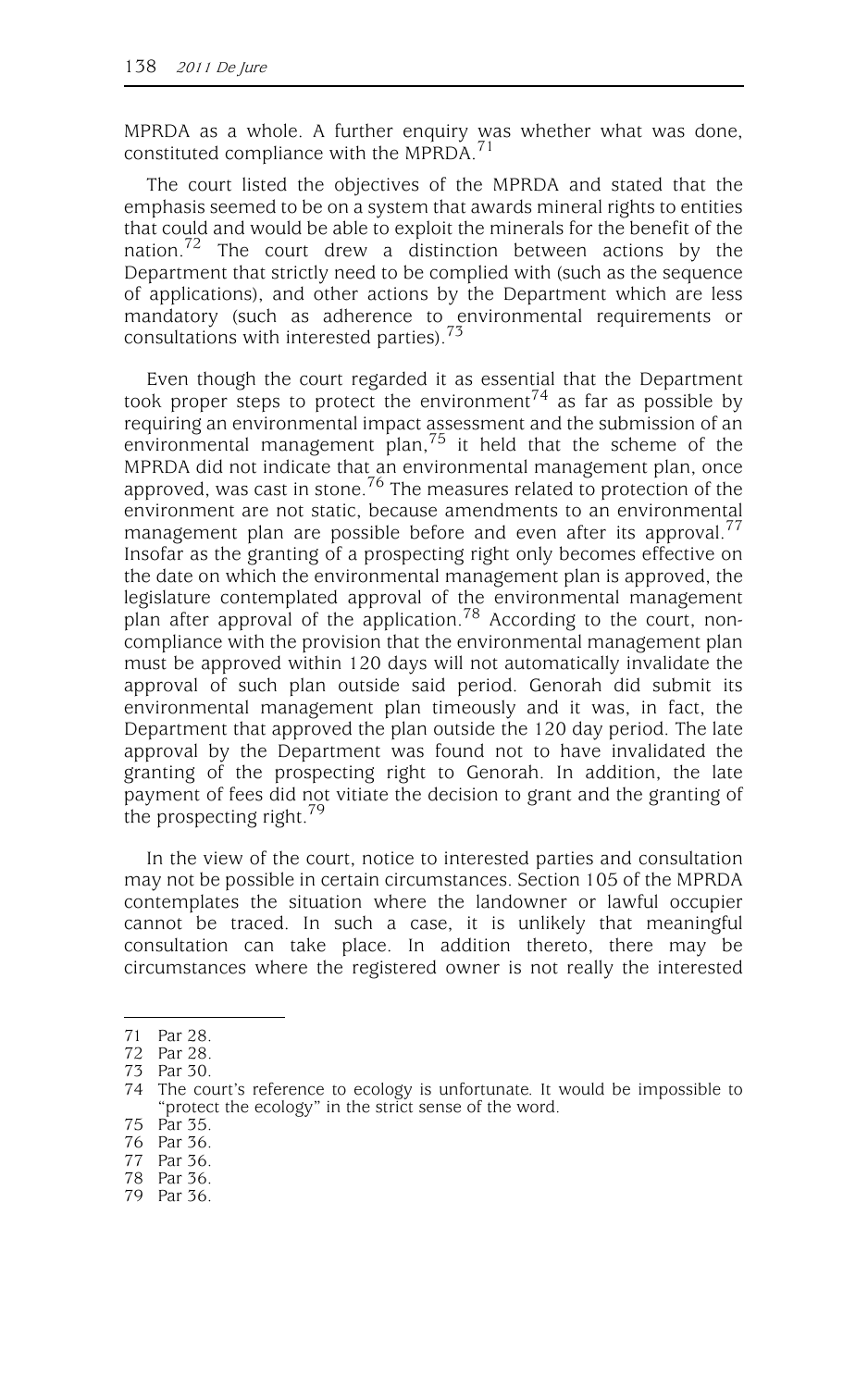MPRDA as a whole. A further enquiry was whether what was done, constituted compliance with the MPRDA.[71]

The court listed the objectives of the MPRDA and stated that the emphasis seemed to be on a system that awards mineral rights to entities that could and would be able to exploit the minerals for the benefit of the nation.[72] The court drew a distinction between actions by the Department that strictly need to be complied with (such as the sequence of applications), and other actions by the Department which are less mandatory (such as adherence to environmental requirements or consultations with interested parties).[73]

Even though the court regarded it as essential that the Department took proper steps to protect the environment[74] as far as possible by requiring an environmental impact assessment and the submission of an environmental management plan,[75] it held that the scheme of the MPRDA did not indicate that an environmental management plan, once approved, was cast in stone.[76] The measures related to protection of the environment are not static, because amendments to an environmental management plan are possible before and even after its approval.[77] Insofar as the granting of a prospecting right only becomes effective on the date on which the environmental management plan is approved, the legislature contemplated approval of the environmental management plan after approval of the application.[78] According to the court, non-compliance with the provision that the environmental management plan must be approved within 120 days will not automatically invalidate the approval of such plan outside said period. Genorah did submit its environmental management plan timeously and it was, in fact, the Department that approved the plan outside the 120 day period. The late approval by the Department was found not to have invalidated the granting of the prospecting right to Genorah. In addition, the late payment of fees did not vitiate the decision to grant and the granting of the prospecting right.[79]

In the view of the court, notice to interested parties and consultation may not be possible in certain circumstances. Section 105 of the MPRDA contemplates the situation where the landowner or lawful occupier cannot be traced. In such a case, it is unlikely that meaningful consultation can take place. In addition thereto, there may be circumstances where the registered owner is not really the interested

---

71 Par 28.
72 Par 28.
73 Par 30.
74 The court's reference to ecology is unfortunate. It would be impossible to "protect the ecology" in the strict sense of the word.
75 Par 35.
76 Par 36.
77 Par 36.
78 Par 36.
79 Par 36.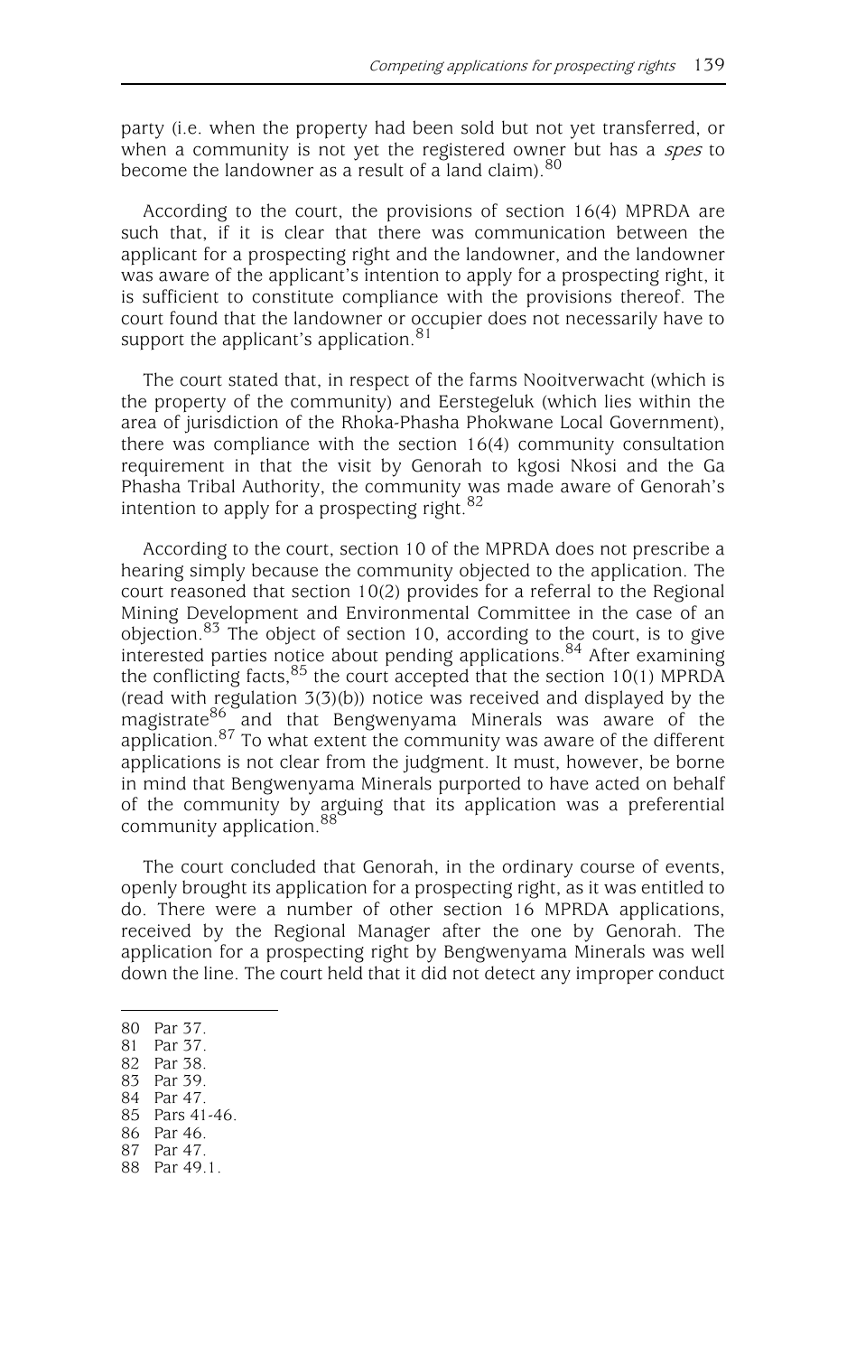party (i.e. when the property had been sold but not yet transferred, or when a community is not yet the registered owner but has a *spes* to become the landowner as a result of a land claim).[80]

According to the court, the provisions of section 16(4) MPRDA are such that, if it is clear that there was communication between the applicant for a prospecting right and the landowner, and the landowner was aware of the applicant's intention to apply for a prospecting right, it is sufficient to constitute compliance with the provisions thereof. The court found that the landowner or occupier does not necessarily have to support the applicant's application.[81]

The court stated that, in respect of the farms Nooitverwacht (which is the property of the community) and Eerstegeluk (which lies within the area of jurisdiction of the Rhoka-Phasha Phokwane Local Government), there was compliance with the section 16(4) community consultation requirement in that the visit by Genorah to kgosi Nkosi and the Ga Phasha Tribal Authority, the community was made aware of Genorah's intention to apply for a prospecting right.[82]

According to the court, section 10 of the MPRDA does not prescribe a hearing simply because the community objected to the application. The court reasoned that section 10(2) provides for a referral to the Regional Mining Development and Environmental Committee in the case of an objection.[83] The object of section 10, according to the court, is to give interested parties notice about pending applications.[84] After examining the conflicting facts,[85] the court accepted that the section 10(1) MPRDA (read with regulation 3(3)(b)) notice was received and displayed by the magistrate[86] and that Bengwenyama Minerals was aware of the application.[87] To what extent the community was aware of the different applications is not clear from the judgment. It must, however, be borne in mind that Bengwenyama Minerals purported to have acted on behalf of the community by arguing that its application was a preferential community application.[88]

The court concluded that Genorah, in the ordinary course of events, openly brought its application for a prospecting right, as it was entitled to do. There were a number of other section 16 MPRDA applications, received by the Regional Manager after the one by Genorah. The application for a prospecting right by Bengwenyama Minerals was well down the line. The court held that it did not detect any improper conduct

---

80 Par 37.
81 Par 37.
82 Par 38.
83 Par 39.
84 Par 47.
85 Pars 41-46.
86 Par 46.
87 Par 47.
88 Par 49.1.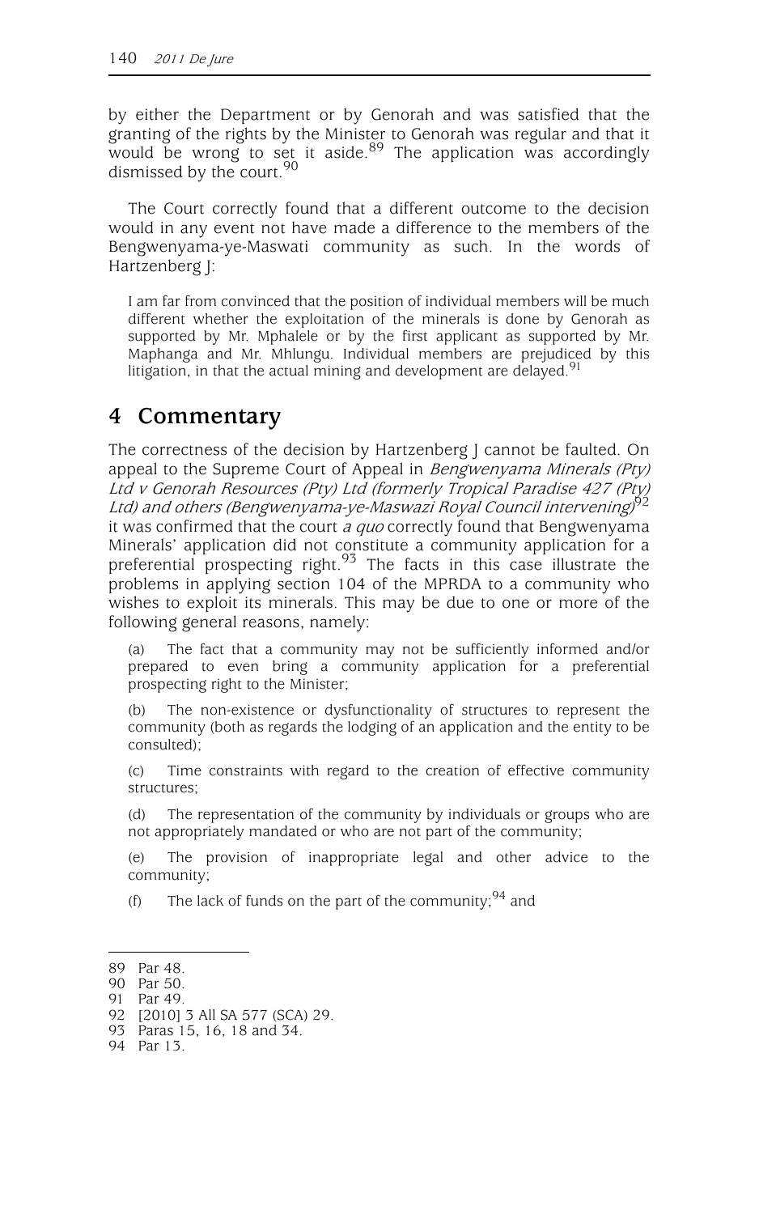by either the Department or by Genorah and was satisfied that the granting of the rights by the Minister to Genorah was regular and that it would be wrong to set it aside.[89] The application was accordingly dismissed by the court.[90]

The Court correctly found that a different outcome to the decision would in any event not have made a difference to the members of the Bengwenyama-ye-Maswati community as such. In the words of Hartzenberg J:

> I am far from convinced that the position of individual members will be much different whether the exploitation of the minerals is done by Genorah as supported by Mr. Mphalele or by the first applicant as supported by Mr. Maphanga and Mr. Mhlungu. Individual members are prejudiced by this litigation, in that the actual mining and development are delayed.[91]

## 4 Commentary

The correctness of the decision by Hartzenberg J cannot be faulted. On appeal to the Supreme Court of Appeal in *Bengwenyama Minerals (Pty) Ltd v Genorah Resources (Pty) Ltd (formerly Tropical Paradise 427 (Pty) Ltd) and others (Bengwenyama-ye-Maswazi Royal Council intervening)*[92] it was confirmed that the court *a quo* correctly found that Bengwenyama Minerals' application did not constitute a community application for a preferential prospecting right.[93] The facts in this case illustrate the problems in applying section 104 of the MPRDA to a community who wishes to exploit its minerals. This may be due to one or more of the following general reasons, namely:

(a) The fact that a community may not be sufficiently informed and/or prepared to even bring a community application for a preferential prospecting right to the Minister;

(b) The non-existence or dysfunctionality of structures to represent the community (both as regards the lodging of an application and the entity to be consulted);

(c) Time constraints with regard to the creation of effective community structures;

(d) The representation of the community by individuals or groups who are not appropriately mandated or who are not part of the community;

(e) The provision of inappropriate legal and other advice to the community;

(f) The lack of funds on the part of the community;[94] and

---

89 Par 48.
90 Par 50.
91 Par 49.
92 [2010] 3 All SA 577 (SCA) 29.
93 Paras 15, 16, 18 and 34.
94 Par 13.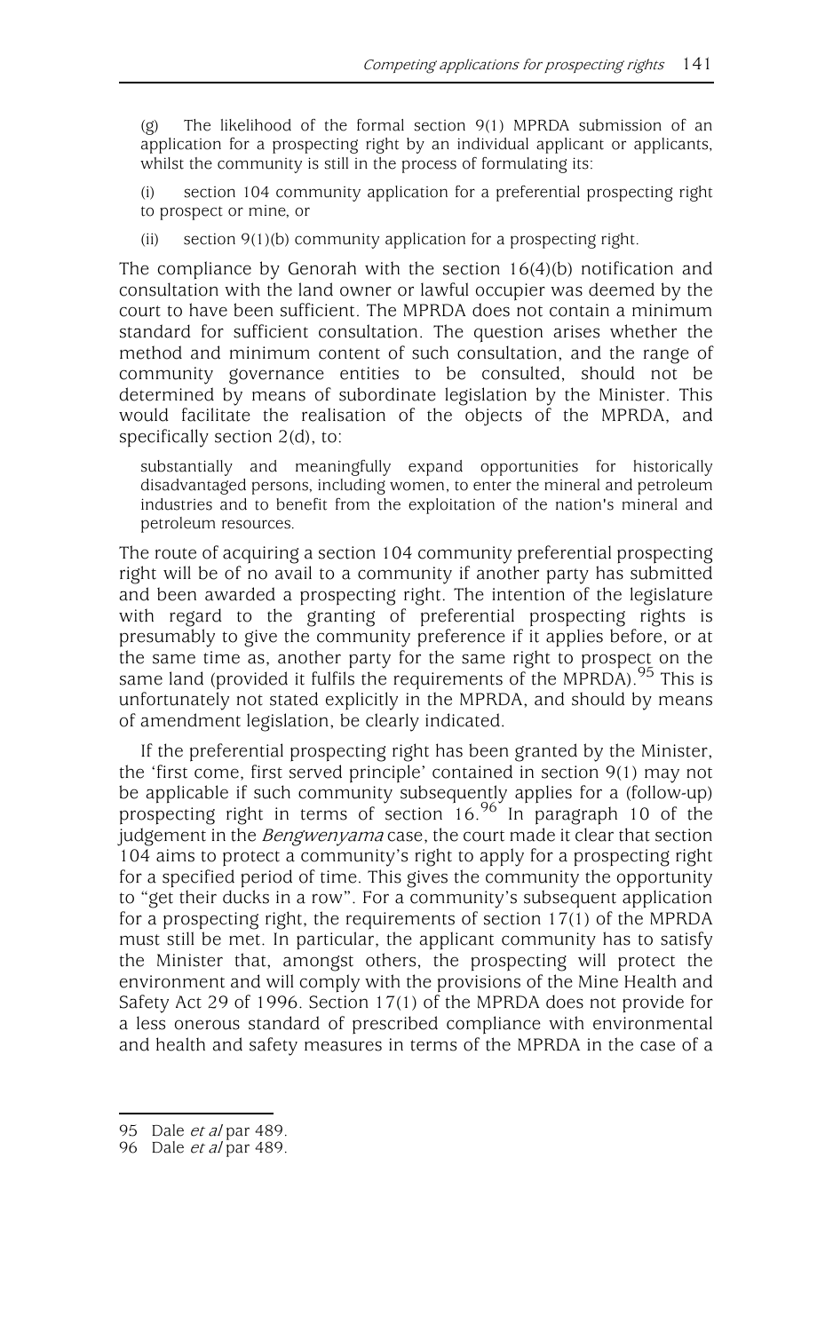(g) The likelihood of the formal section 9(1) MPRDA submission of an application for a prospecting right by an individual applicant or applicants, whilst the community is still in the process of formulating its:

(i) section 104 community application for a preferential prospecting right to prospect or mine, or

(ii) section 9(1)(b) community application for a prospecting right.

The compliance by Genorah with the section 16(4)(b) notification and consultation with the land owner or lawful occupier was deemed by the court to have been sufficient. The MPRDA does not contain a minimum standard for sufficient consultation. The question arises whether the method and minimum content of such consultation, and the range of community governance entities to be consulted, should not be determined by means of subordinate legislation by the Minister. This would facilitate the realisation of the objects of the MPRDA, and specifically section 2(d), to:

> substantially and meaningfully expand opportunities for historically disadvantaged persons, including women, to enter the mineral and petroleum industries and to benefit from the exploitation of the nation's mineral and petroleum resources.

The route of acquiring a section 104 community preferential prospecting right will be of no avail to a community if another party has submitted and been awarded a prospecting right. The intention of the legislature with regard to the granting of preferential prospecting rights is presumably to give the community preference if it applies before, or at the same time as, another party for the same right to prospect on the same land (provided it fulfils the requirements of the MPRDA).[95] This is unfortunately not stated explicitly in the MPRDA, and should by means of amendment legislation, be clearly indicated.

If the preferential prospecting right has been granted by the Minister, the 'first come, first served principle' contained in section 9(1) may not be applicable if such community subsequently applies for a (follow-up) prospecting right in terms of section 16.[96] In paragraph 10 of the judgement in the *Bengwenyama* case, the court made it clear that section 104 aims to protect a community's right to apply for a prospecting right for a specified period of time. This gives the community the opportunity to "get their ducks in a row". For a community's subsequent application for a prospecting right, the requirements of section 17(1) of the MPRDA must still be met. In particular, the applicant community has to satisfy the Minister that, amongst others, the prospecting will protect the environment and will comply with the provisions of the Mine Health and Safety Act 29 of 1996. Section 17(1) of the MPRDA does not provide for a less onerous standard of prescribed compliance with environmental and health and safety measures in terms of the MPRDA in the case of a

---

95 Dale *et al* par 489.

96 Dale *et al* par 489.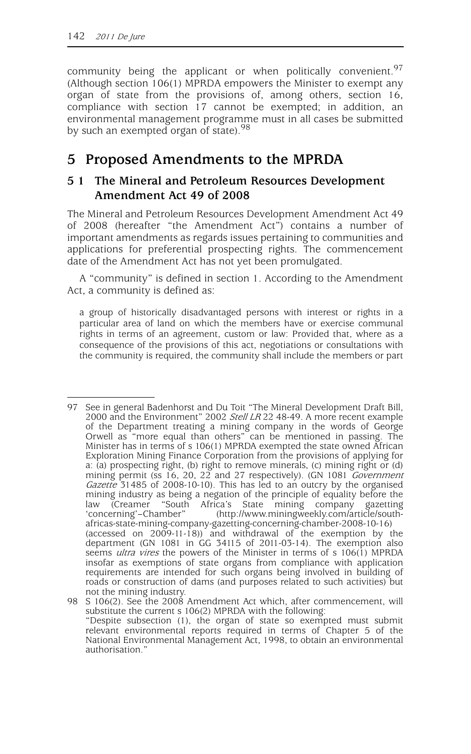community being the applicant or when politically convenient.[97] (Although section 106(1) MPRDA empowers the Minister to exempt any organ of state from the provisions of, among others, section 16, compliance with section 17 cannot be exempted; in addition, an environmental management programme must in all cases be submitted by such an exempted organ of state).[98]

## 5 Proposed Amendments to the MPRDA

### 5 1 The Mineral and Petroleum Resources Development Amendment Act 49 of 2008

The Mineral and Petroleum Resources Development Amendment Act 49 of 2008 (hereafter "the Amendment Act") contains a number of important amendments as regards issues pertaining to communities and applications for preferential prospecting rights. The commencement date of the Amendment Act has not yet been promulgated.

A "community" is defined in section 1. According to the Amendment Act, a community is defined as:

> a group of historically disadvantaged persons with interest or rights in a particular area of land on which the members have or exercise communal rights in terms of an agreement, custom or law: Provided that, where as a consequence of the provisions of this act, negotiations or consultations with the community is required, the community shall include the members or part

---

97 See in general Badenhorst and Du Toit "The Mineral Development Draft Bill, 2000 and the Environment" 2002 *Stell LR* 22 48-49. A more recent example of the Department treating a mining company in the words of George Orwell as "more equal than others" can be mentioned in passing. The Minister has in terms of s 106(1) MPRDA exempted the state owned African Exploration Mining Finance Corporation from the provisions of applying for a: (a) prospecting right, (b) right to remove minerals, (c) mining right or (d) mining permit (ss 16, 20, 22 and 27 respectively). (GN 1081 *Government Gazette* 31485 of 2008-10-10). This has led to an outcry by the organised mining industry as being a negation of the principle of equality before the law (Creamer "South Africa's State mining company gazetting 'concerning'–Chamber" (http://www.miningweekly.com/article/south-africas-state-mining-company-gazetting-concerning-chamber-2008-10-16) (accessed on 2009-11-18)) and withdrawal of the exemption by the department (GN 1081 in GG 34115 of 2011-03-14). The exemption also seems *ultra vires* the powers of the Minister in terms of s 106(1) MPRDA insofar as exemptions of state organs from compliance with application requirements are intended for such organs being involved in building of roads or construction of dams (and purposes related to such activities) but not the mining industry.

98 S 106(2). See the 2008 Amendment Act which, after commencement, will substitute the current s 106(2) MPRDA with the following: "Despite subsection (1), the organ of state so exempted must submit relevant environmental reports required in terms of Chapter 5 of the National Environmental Management Act, 1998, to obtain an environmental authorisation."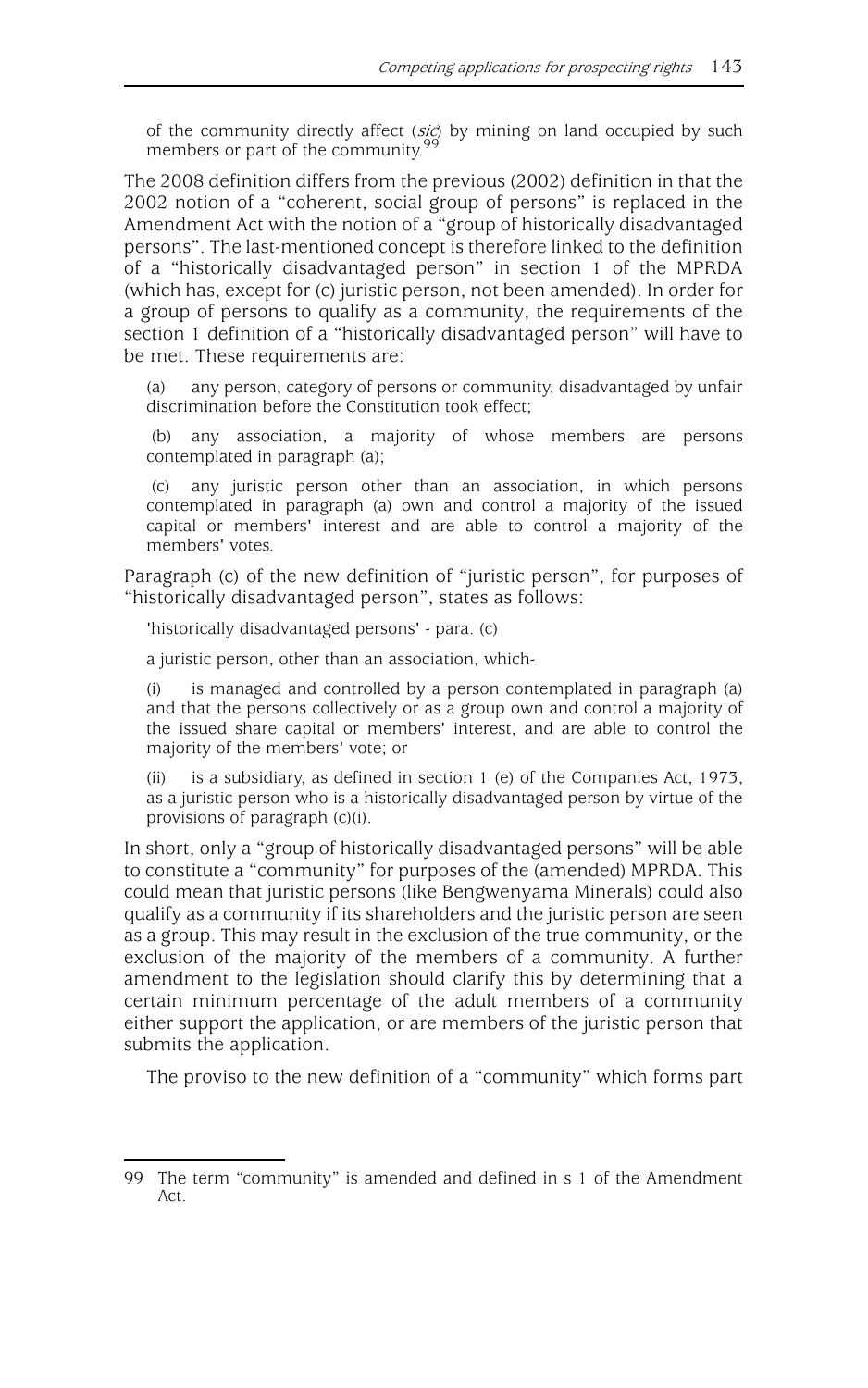of the community directly affect (*sic*) by mining on land occupied by such members or part of the community.[99]

The 2008 definition differs from the previous (2002) definition in that the 2002 notion of a "coherent, social group of persons" is replaced in the Amendment Act with the notion of a "group of historically disadvantaged persons". The last-mentioned concept is therefore linked to the definition of a "historically disadvantaged person" in section 1 of the MPRDA (which has, except for (c) juristic person, not been amended). In order for a group of persons to qualify as a community, the requirements of the section 1 definition of a "historically disadvantaged person" will have to be met. These requirements are:

> (a) any person, category of persons or community, disadvantaged by unfair discrimination before the Constitution took effect;
>
> (b) any association, a majority of whose members are persons contemplated in paragraph (a);
>
> (c) any juristic person other than an association, in which persons contemplated in paragraph (a) own and control a majority of the issued capital or members' interest and are able to control a majority of the members' votes.

Paragraph (c) of the new definition of "juristic person", for purposes of "historically disadvantaged person", states as follows:

> 'historically disadvantaged persons' - para. (c)
>
> a juristic person, other than an association, which-
>
> (i) is managed and controlled by a person contemplated in paragraph (a) and that the persons collectively or as a group own and control a majority of the issued share capital or members' interest, and are able to control the majority of the members' vote; or
>
> (ii) is a subsidiary, as defined in section 1 (e) of the Companies Act, 1973, as a juristic person who is a historically disadvantaged person by virtue of the provisions of paragraph (c)(i).

In short, only a "group of historically disadvantaged persons" will be able to constitute a "community" for purposes of the (amended) MPRDA. This could mean that juristic persons (like Bengwenyama Minerals) could also qualify as a community if its shareholders and the juristic person are seen as a group. This may result in the exclusion of the true community, or the exclusion of the majority of the members of a community. A further amendment to the legislation should clarify this by determining that a certain minimum percentage of the adult members of a community either support the application, or are members of the juristic person that submits the application.

The proviso to the new definition of a "community" which forms part

---

99 The term "community" is amended and defined in s 1 of the Amendment Act.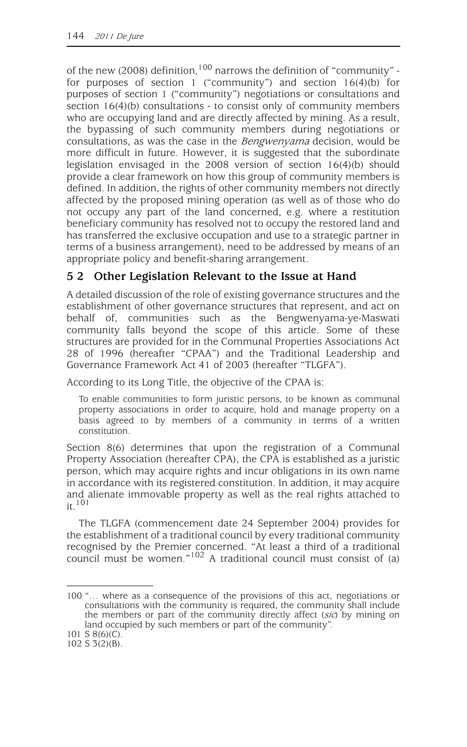of the new (2008) definition,[100] narrows the definition of "community" - for purposes of section 1 ("community") and section 16(4)(b) for purposes of section 1 ("community") negotiations or consultations and section 16(4)(b) consultations - to consist only of community members who are occupying land and are directly affected by mining. As a result, the bypassing of such community members during negotiations or consultations, as was the case in the *Bengwenyama* decision, would be more difficult in future. However, it is suggested that the subordinate legislation envisaged in the 2008 version of section 16(4)(b) should provide a clear framework on how this group of community members is defined. In addition, the rights of other community members not directly affected by the proposed mining operation (as well as of those who do not occupy any part of the land concerned, e.g. where a restitution beneficiary community has resolved not to occupy the restored land and has transferred the exclusive occupation and use to a strategic partner in terms of a business arrangement), need to be addressed by means of an appropriate policy and benefit-sharing arrangement.

## 5 2 Other Legislation Relevant to the Issue at Hand

A detailed discussion of the role of existing governance structures and the establishment of other governance structures that represent, and act on behalf of, communities such as the Bengwenyama-ye-Maswati community falls beyond the scope of this article. Some of these structures are provided for in the Communal Properties Associations Act 28 of 1996 (hereafter "CPAA") and the Traditional Leadership and Governance Framework Act 41 of 2003 (hereafter "TLGFA").

According to its Long Title, the objective of the CPAA is:

> To enable communities to form juristic persons, to be known as communal property associations in order to acquire, hold and manage property on a basis agreed to by members of a community in terms of a written constitution.

Section 8(6) determines that upon the registration of a Communal Property Association (hereafter CPA), the CPA is established as a juristic person, which may acquire rights and incur obligations in its own name in accordance with its registered constitution. In addition, it may acquire and alienate immovable property as well as the real rights attached to it.[101]

The TLGFA (commencement date 24 September 2004) provides for the establishment of a traditional council by every traditional community recognised by the Premier concerned. "At least a third of a traditional council must be women."[102] A traditional council must consist of (a)

---

100 "… where as a consequence of the provisions of this act, negotiations or consultations with the community is required, the community shall include the members or part of the community directly affect (*sic*) by mining on land occupied by such members or part of the community".

101 S 8(6)(C).

102 S 3(2)(B).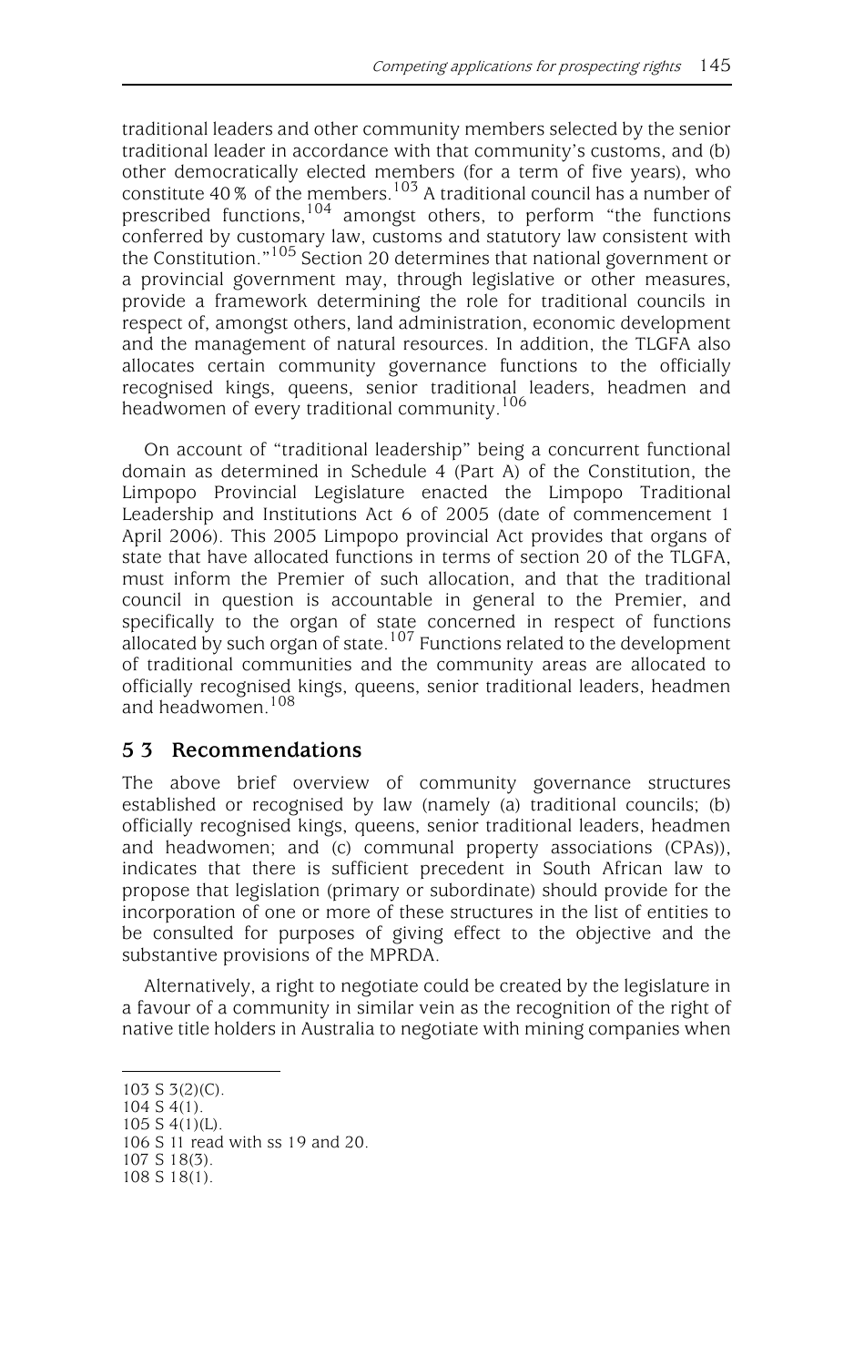traditional leaders and other community members selected by the senior traditional leader in accordance with that community's customs, and (b) other democratically elected members (for a term of five years), who constitute 40% of the members.[103] A traditional council has a number of prescribed functions,[104] amongst others, to perform "the functions conferred by customary law, customs and statutory law consistent with the Constitution."[105] Section 20 determines that national government or a provincial government may, through legislative or other measures, provide a framework determining the role for traditional councils in respect of, amongst others, land administration, economic development and the management of natural resources. In addition, the TLGFA also allocates certain community governance functions to the officially recognised kings, queens, senior traditional leaders, headmen and headwomen of every traditional community.[106]

On account of "traditional leadership" being a concurrent functional domain as determined in Schedule 4 (Part A) of the Constitution, the Limpopo Provincial Legislature enacted the Limpopo Traditional Leadership and Institutions Act 6 of 2005 (date of commencement 1 April 2006). This 2005 Limpopo provincial Act provides that organs of state that have allocated functions in terms of section 20 of the TLGFA, must inform the Premier of such allocation, and that the traditional council in question is accountable in general to the Premier, and specifically to the organ of state concerned in respect of functions allocated by such organ of state.[107] Functions related to the development of traditional communities and the community areas are allocated to officially recognised kings, queens, senior traditional leaders, headmen and headwomen.[108]

## 5 3 Recommendations

The above brief overview of community governance structures established or recognised by law (namely (a) traditional councils; (b) officially recognised kings, queens, senior traditional leaders, headmen and headwomen; and (c) communal property associations (CPAs)), indicates that there is sufficient precedent in South African law to propose that legislation (primary or subordinate) should provide for the incorporation of one or more of these structures in the list of entities to be consulted for purposes of giving effect to the objective and the substantive provisions of the MPRDA.

Alternatively, a right to negotiate could be created by the legislature in a favour of a community in similar vein as the recognition of the right of native title holders in Australia to negotiate with mining companies when

---

103 S 3(2)(C).
104 S 4(1).
105 S 4(1)(L).
106 S 11 read with ss 19 and 20.
107 S 18(3).
108 S 18(1).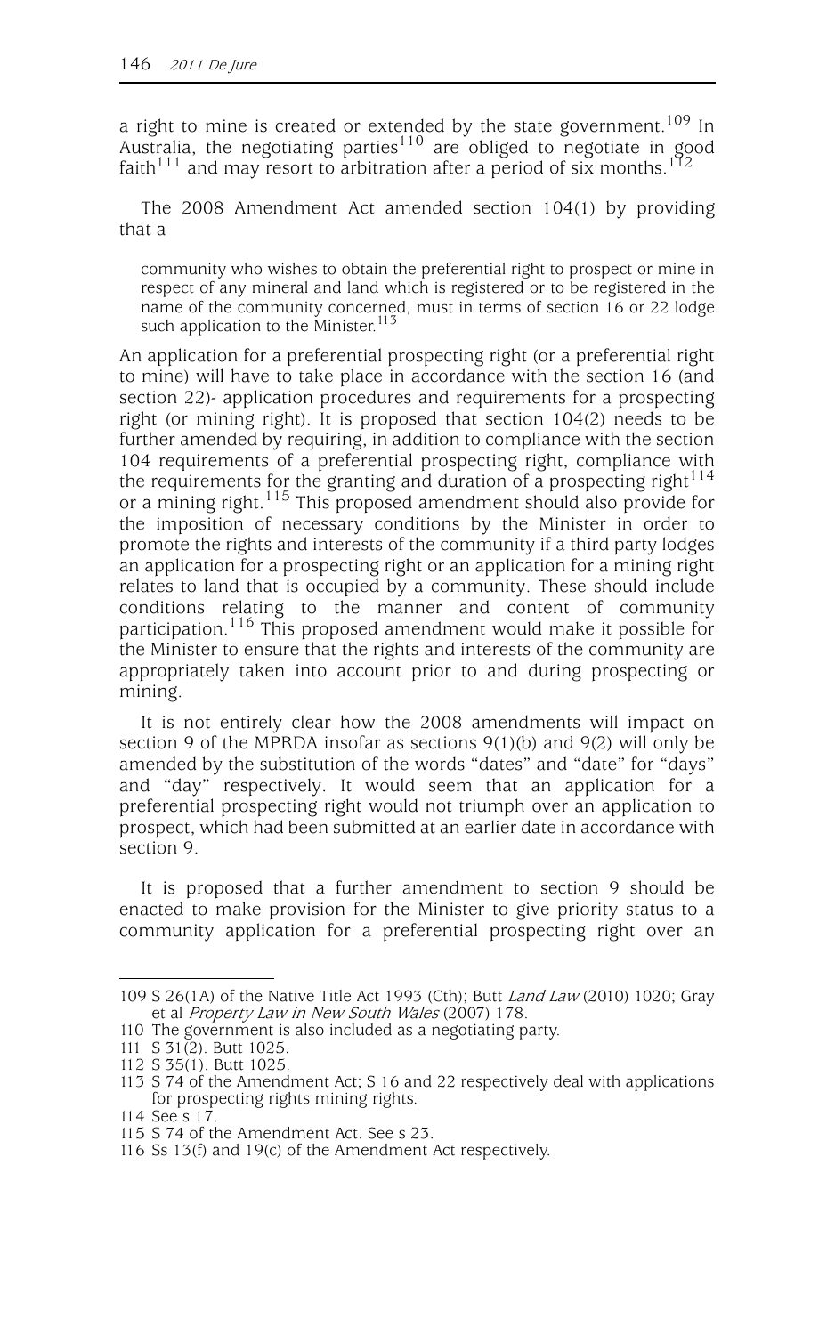a right to mine is created or extended by the state government.[109] In Australia, the negotiating parties[110] are obliged to negotiate in good faith[111] and may resort to arbitration after a period of six months.[112]

The 2008 Amendment Act amended section 104(1) by providing that a

> community who wishes to obtain the preferential right to prospect or mine in respect of any mineral and land which is registered or to be registered in the name of the community concerned, must in terms of section 16 or 22 lodge such application to the Minister.[113]

An application for a preferential prospecting right (or a preferential right to mine) will have to take place in accordance with the section 16 (and section 22)- application procedures and requirements for a prospecting right (or mining right). It is proposed that section 104(2) needs to be further amended by requiring, in addition to compliance with the section 104 requirements of a preferential prospecting right, compliance with the requirements for the granting and duration of a prospecting right[114] or a mining right.[115] This proposed amendment should also provide for the imposition of necessary conditions by the Minister in order to promote the rights and interests of the community if a third party lodges an application for a prospecting right or an application for a mining right relates to land that is occupied by a community. These should include conditions relating to the manner and content of community participation.[116] This proposed amendment would make it possible for the Minister to ensure that the rights and interests of the community are appropriately taken into account prior to and during prospecting or mining.

It is not entirely clear how the 2008 amendments will impact on section 9 of the MPRDA insofar as sections 9(1)(b) and 9(2) will only be amended by the substitution of the words "dates" and "date" for "days" and "day" respectively. It would seem that an application for a preferential prospecting right would not triumph over an application to prospect, which had been submitted at an earlier date in accordance with section 9.

It is proposed that a further amendment to section 9 should be enacted to make provision for the Minister to give priority status to a community application for a preferential prospecting right over an

---

109 S 26(1A) of the Native Title Act 1993 (Cth); Butt *Land Law* (2010) 1020; Gray et al *Property Law in New South Wales* (2007) 178.

110 The government is also included as a negotiating party.

111 S 31(2). Butt 1025.

112 S 35(1). Butt 1025.

113 S 74 of the Amendment Act; S 16 and 22 respectively deal with applications for prospecting rights mining rights.

114 See s 17.

115 S 74 of the Amendment Act. See s 23.

116 Ss 13(f) and 19(c) of the Amendment Act respectively.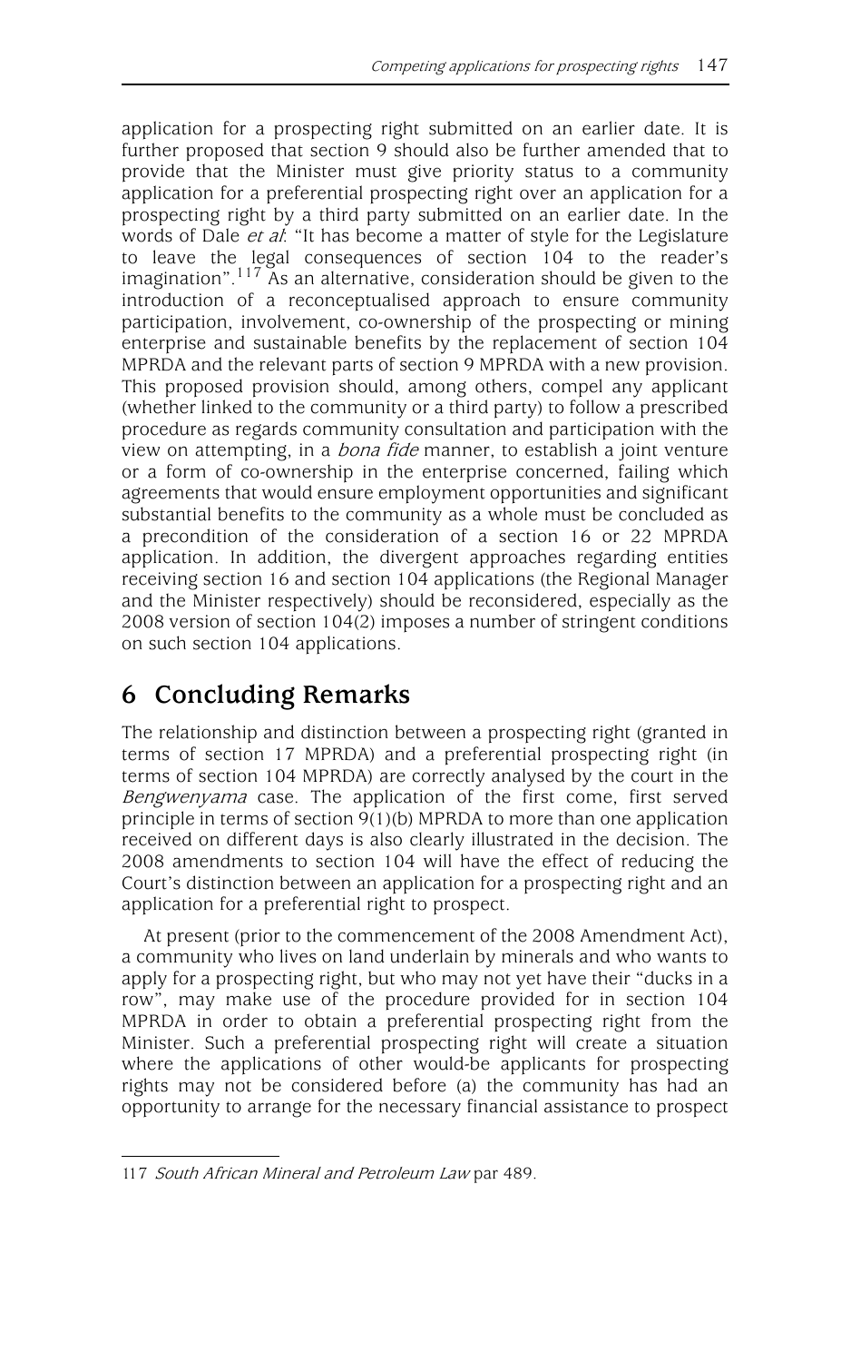application for a prospecting right submitted on an earlier date. It is further proposed that section 9 should also be further amended that to provide that the Minister must give priority status to a community application for a preferential prospecting right over an application for a prospecting right by a third party submitted on an earlier date. In the words of Dale *et al*: "It has become a matter of style for the Legislature to leave the legal consequences of section 104 to the reader's imagination".[117] As an alternative, consideration should be given to the introduction of a reconceptualised approach to ensure community participation, involvement, co-ownership of the prospecting or mining enterprise and sustainable benefits by the replacement of section 104 MPRDA and the relevant parts of section 9 MPRDA with a new provision. This proposed provision should, among others, compel any applicant (whether linked to the community or a third party) to follow a prescribed procedure as regards community consultation and participation with the view on attempting, in a *bona fide* manner, to establish a joint venture or a form of co-ownership in the enterprise concerned, failing which agreements that would ensure employment opportunities and significant substantial benefits to the community as a whole must be concluded as a precondition of the consideration of a section 16 or 22 MPRDA application. In addition, the divergent approaches regarding entities receiving section 16 and section 104 applications (the Regional Manager and the Minister respectively) should be reconsidered, especially as the 2008 version of section 104(2) imposes a number of stringent conditions on such section 104 applications.

## 6 Concluding Remarks

The relationship and distinction between a prospecting right (granted in terms of section 17 MPRDA) and a preferential prospecting right (in terms of section 104 MPRDA) are correctly analysed by the court in the *Bengwenyama* case. The application of the first come, first served principle in terms of section 9(1)(b) MPRDA to more than one application received on different days is also clearly illustrated in the decision. The 2008 amendments to section 104 will have the effect of reducing the Court's distinction between an application for a prospecting right and an application for a preferential right to prospect.

At present (prior to the commencement of the 2008 Amendment Act), a community who lives on land underlain by minerals and who wants to apply for a prospecting right, but who may not yet have their "ducks in a row", may make use of the procedure provided for in section 104 MPRDA in order to obtain a preferential prospecting right from the Minister. Such a preferential prospecting right will create a situation where the applications of other would-be applicants for prospecting rights may not be considered before (a) the community has had an opportunity to arrange for the necessary financial assistance to prospect

---

117 *South African Mineral and Petroleum Law* par 489.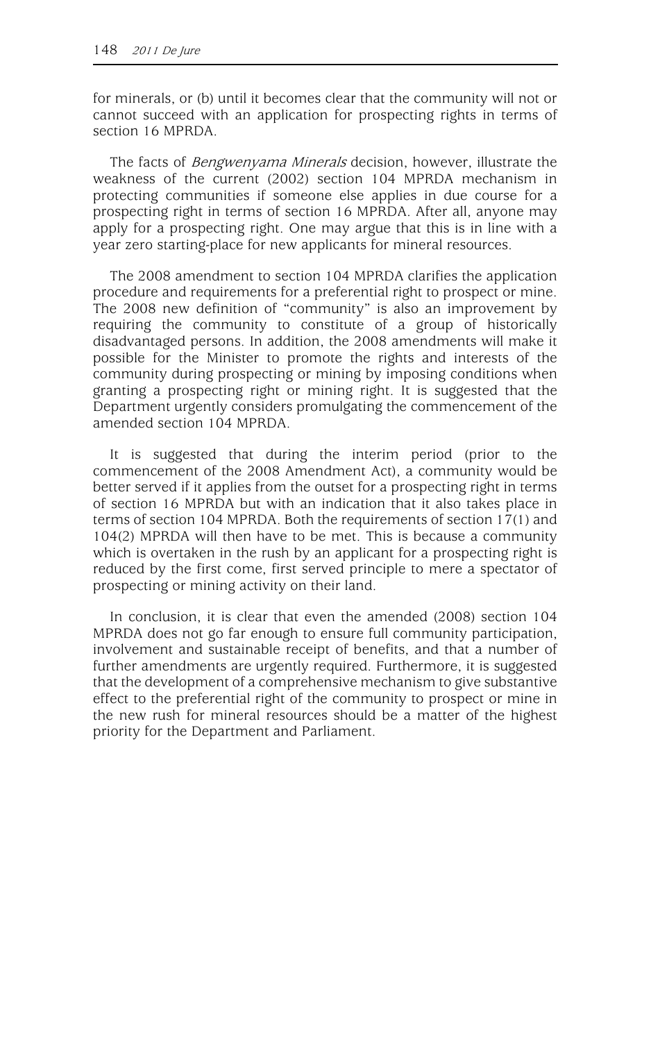for minerals, or (b) until it becomes clear that the community will not or cannot succeed with an application for prospecting rights in terms of section 16 MPRDA.

The facts of *Bengwenyama Minerals* decision, however, illustrate the weakness of the current (2002) section 104 MPRDA mechanism in protecting communities if someone else applies in due course for a prospecting right in terms of section 16 MPRDA. After all, anyone may apply for a prospecting right. One may argue that this is in line with a year zero starting-place for new applicants for mineral resources.

The 2008 amendment to section 104 MPRDA clarifies the application procedure and requirements for a preferential right to prospect or mine. The 2008 new definition of "community" is also an improvement by requiring the community to constitute of a group of historically disadvantaged persons. In addition, the 2008 amendments will make it possible for the Minister to promote the rights and interests of the community during prospecting or mining by imposing conditions when granting a prospecting right or mining right. It is suggested that the Department urgently considers promulgating the commencement of the amended section 104 MPRDA.

It is suggested that during the interim period (prior to the commencement of the 2008 Amendment Act), a community would be better served if it applies from the outset for a prospecting right in terms of section 16 MPRDA but with an indication that it also takes place in terms of section 104 MPRDA. Both the requirements of section 17(1) and 104(2) MPRDA will then have to be met. This is because a community which is overtaken in the rush by an applicant for a prospecting right is reduced by the first come, first served principle to mere a spectator of prospecting or mining activity on their land.

In conclusion, it is clear that even the amended (2008) section 104 MPRDA does not go far enough to ensure full community participation, involvement and sustainable receipt of benefits, and that a number of further amendments are urgently required. Furthermore, it is suggested that the development of a comprehensive mechanism to give substantive effect to the preferential right of the community to prospect or mine in the new rush for mineral resources should be a matter of the highest priority for the Department and Parliament.